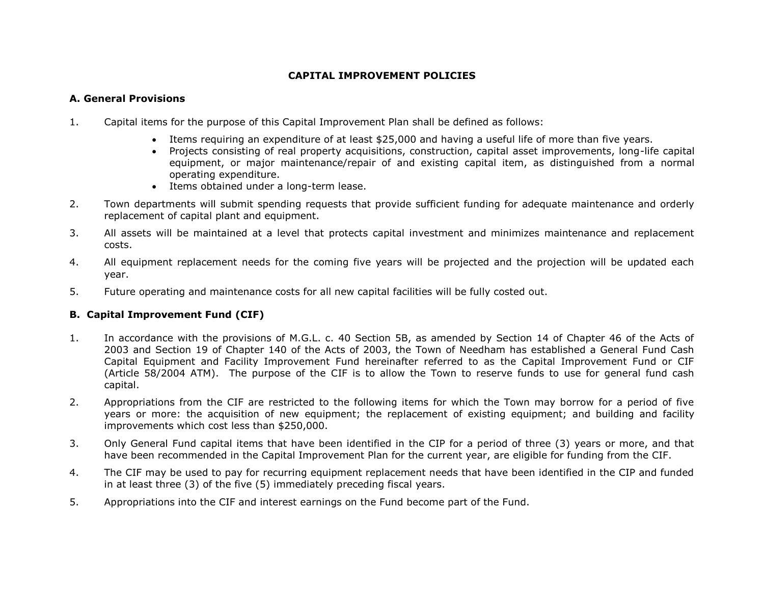# CAPITAL IMPROVEMENT POLICIES

## A. General Provisions

1. Capital items for the purpose of this Capital Improvement Plan shall be defined as follows:
   - Items requiring an expenditure of at least $25,000 and having a useful life of more than five years.
   - Projects consisting of real property acquisitions, construction, capital asset improvements, long-life capital equipment, or major maintenance/repair of and existing capital item, as distinguished from a normal operating expenditure.
   - Items obtained under a long-term lease.
2. Town departments will submit spending requests that provide sufficient funding for adequate maintenance and orderly replacement of capital plant and equipment.
3. All assets will be maintained at a level that protects capital investment and minimizes maintenance and replacement costs.
4. All equipment replacement needs for the coming five years will be projected and the projection will be updated each year.
5. Future operating and maintenance costs for all new capital facilities will be fully costed out.

## B. Capital Improvement Fund (CIF)

1. In accordance with the provisions of M.G.L. c. 40 Section 5B, as amended by Section 14 of Chapter 46 of the Acts of 2003 and Section 19 of Chapter 140 of the Acts of 2003, the Town of Needham has established a General Fund Cash Capital Equipment and Facility Improvement Fund hereinafter referred to as the Capital Improvement Fund or CIF (Article 58/2004 ATM). The purpose of the CIF is to allow the Town to reserve funds to use for general fund cash capital.
2. Appropriations from the CIF are restricted to the following items for which the Town may borrow for a period of five years or more: the acquisition of new equipment; the replacement of existing equipment; and building and facility improvements which cost less than $250,000.
3. Only General Fund capital items that have been identified in the CIP for a period of three (3) years or more, and that have been recommended in the Capital Improvement Plan for the current year, are eligible for funding from the CIF.
4. The CIF may be used to pay for recurring equipment replacement needs that have been identified in the CIP and funded in at least three (3) of the five (5) immediately preceding fiscal years.
5. Appropriations into the CIF and interest earnings on the Fund become part of the Fund.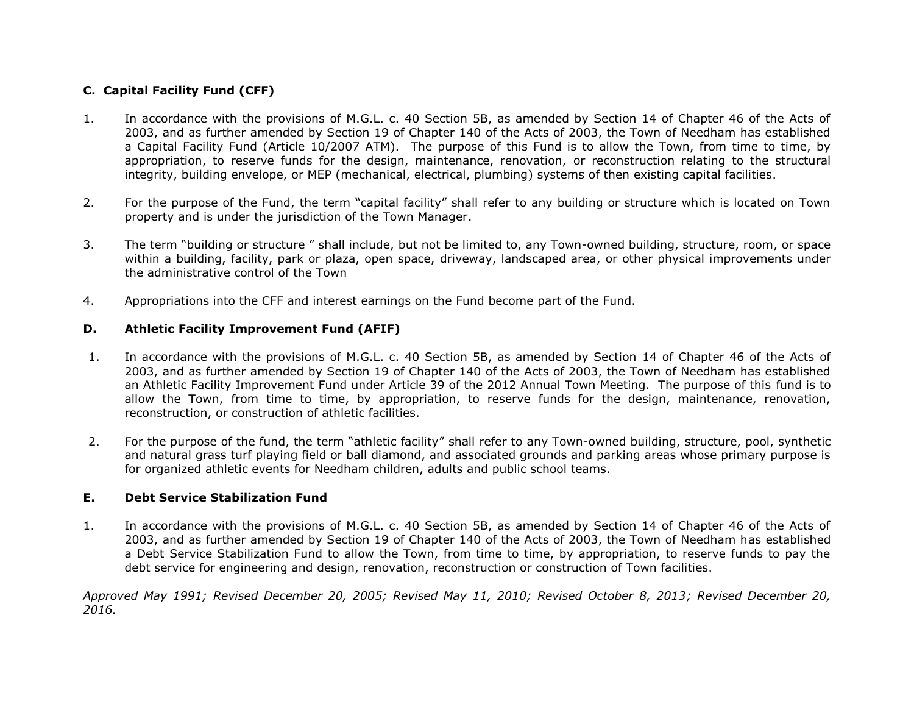### C. Capital Facility Fund (CFF)

1. In accordance with the provisions of M.G.L. c. 40 Section 5B, as amended by Section 14 of Chapter 46 of the Acts of 2003, and as further amended by Section 19 of Chapter 140 of the Acts of 2003, the Town of Needham has established a Capital Facility Fund (Article 10/2007 ATM). The purpose of this Fund is to allow the Town, from time to time, by appropriation, to reserve funds for the design, maintenance, renovation, or reconstruction relating to the structural integrity, building envelope, or MEP (mechanical, electrical, plumbing) systems of then existing capital facilities.

2. For the purpose of the Fund, the term "capital facility" shall refer to any building or structure which is located on Town property and is under the jurisdiction of the Town Manager.

3. The term "building or structure " shall include, but not be limited to, any Town-owned building, structure, room, or space within a building, facility, park or plaza, open space, driveway, landscaped area, or other physical improvements under the administrative control of the Town

4. Appropriations into the CFF and interest earnings on the Fund become part of the Fund.

### D. Athletic Facility Improvement Fund (AFIF)

1. In accordance with the provisions of M.G.L. c. 40 Section 5B, as amended by Section 14 of Chapter 46 of the Acts of 2003, and as further amended by Section 19 of Chapter 140 of the Acts of 2003, the Town of Needham has established an Athletic Facility Improvement Fund under Article 39 of the 2012 Annual Town Meeting. The purpose of this fund is to allow the Town, from time to time, by appropriation, to reserve funds for the design, maintenance, renovation, reconstruction, or construction of athletic facilities.

2. For the purpose of the fund, the term "athletic facility" shall refer to any Town-owned building, structure, pool, synthetic and natural grass turf playing field or ball diamond, and associated grounds and parking areas whose primary purpose is for organized athletic events for Needham children, adults and public school teams.

### E. Debt Service Stabilization Fund

1. In accordance with the provisions of M.G.L. c. 40 Section 5B, as amended by Section 14 of Chapter 46 of the Acts of 2003, and as further amended by Section 19 of Chapter 140 of the Acts of 2003, the Town of Needham has established a Debt Service Stabilization Fund to allow the Town, from time to time, by appropriation, to reserve funds to pay the debt service for engineering and design, renovation, reconstruction or construction of Town facilities.

*Approved May 1991; Revised December 20, 2005; Revised May 11, 2010; Revised October 8, 2013; Revised December 20, 2016.*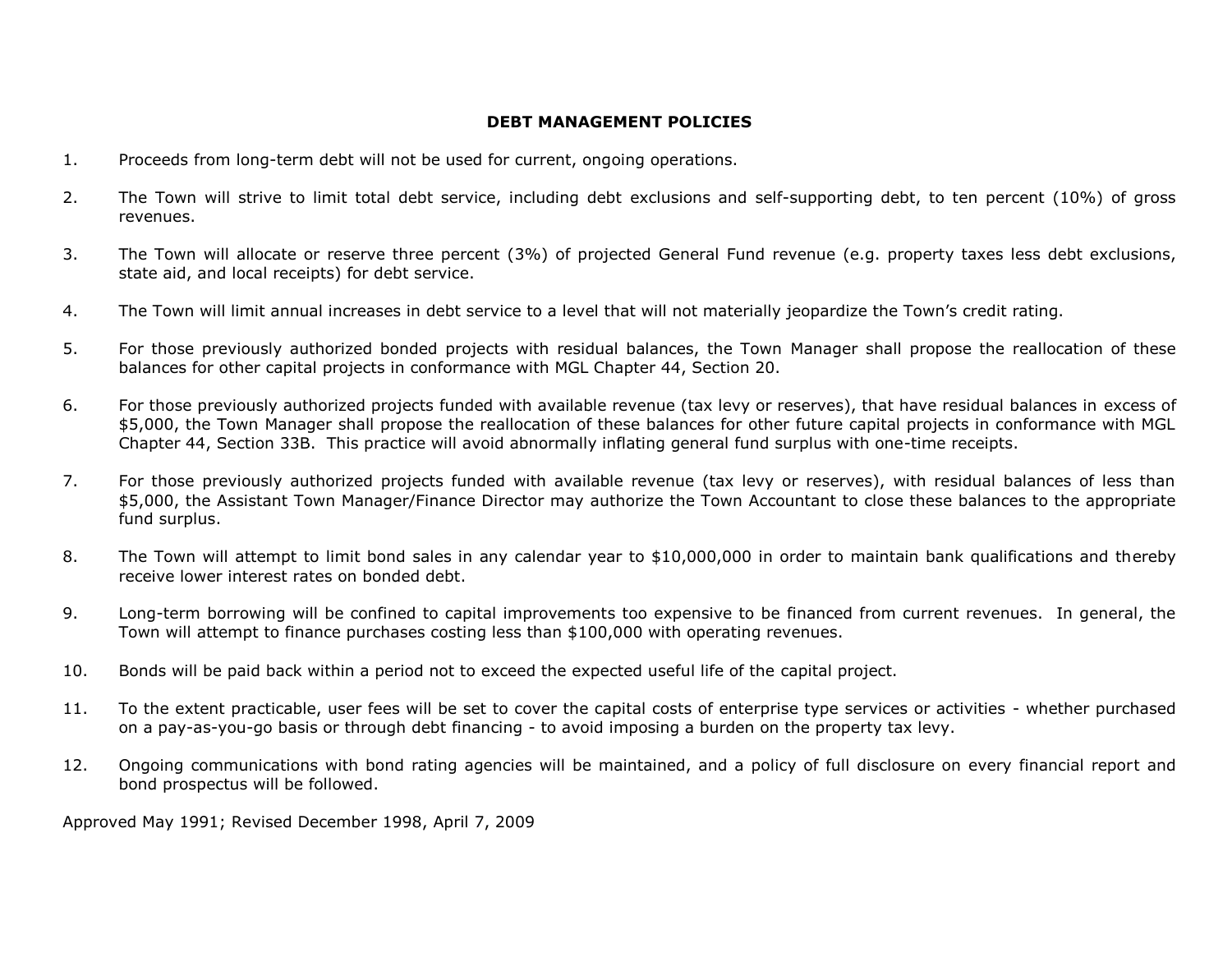## DEBT MANAGEMENT POLICIES

1. Proceeds from long-term debt will not be used for current, ongoing operations.

2. The Town will strive to limit total debt service, including debt exclusions and self-supporting debt, to ten percent (10%) of gross revenues.

3. The Town will allocate or reserve three percent (3%) of projected General Fund revenue (e.g. property taxes less debt exclusions, state aid, and local receipts) for debt service.

4. The Town will limit annual increases in debt service to a level that will not materially jeopardize the Town's credit rating.

5. For those previously authorized bonded projects with residual balances, the Town Manager shall propose the reallocation of these balances for other capital projects in conformance with MGL Chapter 44, Section 20.

6. For those previously authorized projects funded with available revenue (tax levy or reserves), that have residual balances in excess of $5,000, the Town Manager shall propose the reallocation of these balances for other future capital projects in conformance with MGL Chapter 44, Section 33B. This practice will avoid abnormally inflating general fund surplus with one-time receipts.

7. For those previously authorized projects funded with available revenue (tax levy or reserves), with residual balances of less than $5,000, the Assistant Town Manager/Finance Director may authorize the Town Accountant to close these balances to the appropriate fund surplus.

8. The Town will attempt to limit bond sales in any calendar year to $10,000,000 in order to maintain bank qualifications and thereby receive lower interest rates on bonded debt.

9. Long-term borrowing will be confined to capital improvements too expensive to be financed from current revenues. In general, the Town will attempt to finance purchases costing less than $100,000 with operating revenues.

10. Bonds will be paid back within a period not to exceed the expected useful life of the capital project.

11. To the extent practicable, user fees will be set to cover the capital costs of enterprise type services or activities - whether purchased on a pay-as-you-go basis or through debt financing - to avoid imposing a burden on the property tax levy.

12. Ongoing communications with bond rating agencies will be maintained, and a policy of full disclosure on every financial report and bond prospectus will be followed.

Approved May 1991; Revised December 1998, April 7, 2009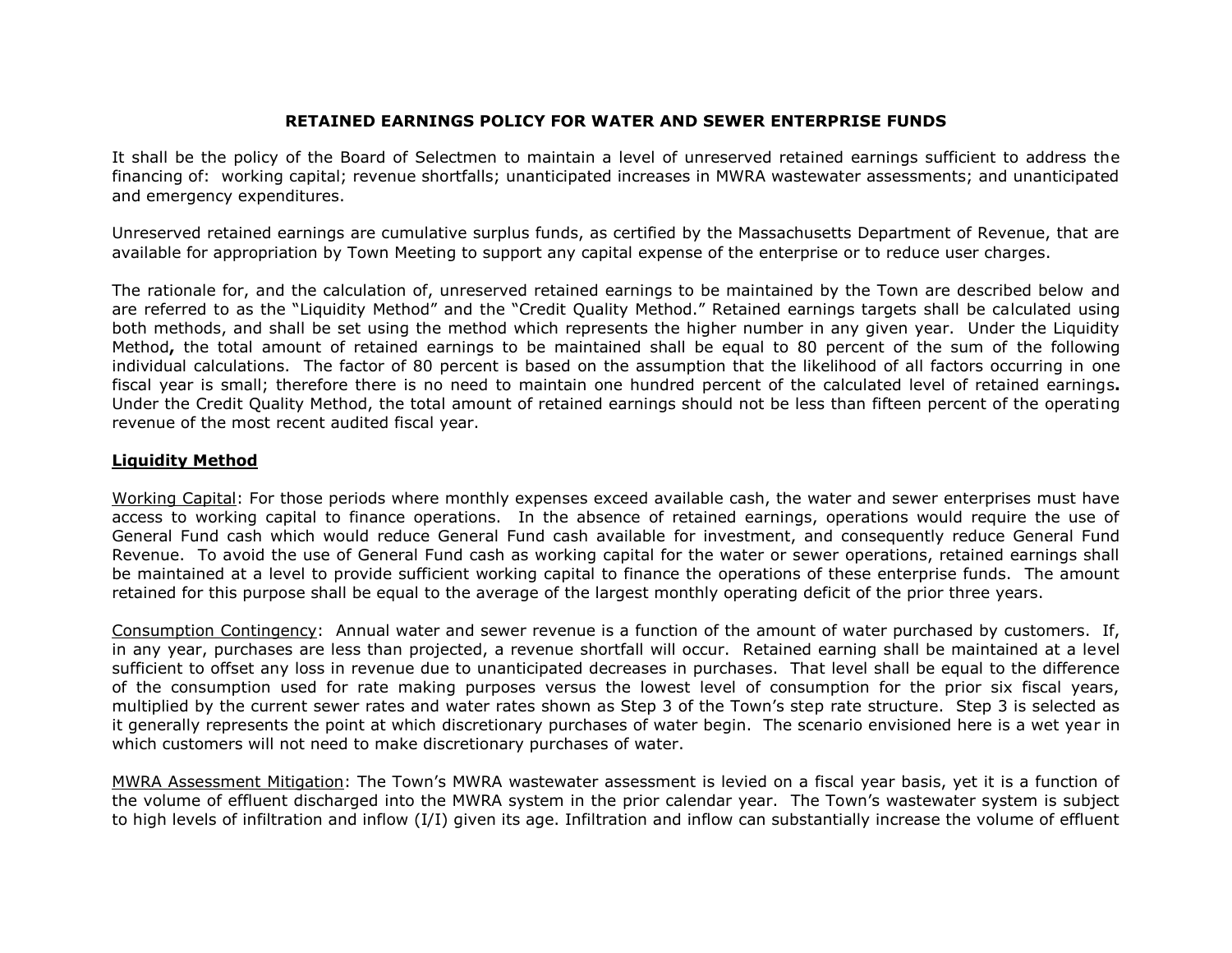**RETAINED EARNINGS POLICY FOR WATER AND SEWER ENTERPRISE FUNDS**

It shall be the policy of the Board of Selectmen to maintain a level of unreserved retained earnings sufficient to address the financing of: working capital; revenue shortfalls; unanticipated increases in MWRA wastewater assessments; and unanticipated and emergency expenditures.

Unreserved retained earnings are cumulative surplus funds, as certified by the Massachusetts Department of Revenue, that are available for appropriation by Town Meeting to support any capital expense of the enterprise or to reduce user charges.

The rationale for, and the calculation of, unreserved retained earnings to be maintained by the Town are described below and are referred to as the "Liquidity Method" and the "Credit Quality Method." Retained earnings targets shall be calculated using both methods, and shall be set using the method which represents the higher number in any given year. Under the Liquidity Method**,** the total amount of retained earnings to be maintained shall be equal to 80 percent of the sum of the following individual calculations. The factor of 80 percent is based on the assumption that the likelihood of all factors occurring in one fiscal year is small; therefore there is no need to maintain one hundred percent of the calculated level of retained earnings**.** Under the Credit Quality Method, the total amount of retained earnings should not be less than fifteen percent of the operating revenue of the most recent audited fiscal year.

**Liquidity Method**

Working Capital: For those periods where monthly expenses exceed available cash, the water and sewer enterprises must have access to working capital to finance operations. In the absence of retained earnings, operations would require the use of General Fund cash which would reduce General Fund cash available for investment, and consequently reduce General Fund Revenue. To avoid the use of General Fund cash as working capital for the water or sewer operations, retained earnings shall be maintained at a level to provide sufficient working capital to finance the operations of these enterprise funds. The amount retained for this purpose shall be equal to the average of the largest monthly operating deficit of the prior three years.

Consumption Contingency: Annual water and sewer revenue is a function of the amount of water purchased by customers. If, in any year, purchases are less than projected, a revenue shortfall will occur. Retained earning shall be maintained at a level sufficient to offset any loss in revenue due to unanticipated decreases in purchases. That level shall be equal to the difference of the consumption used for rate making purposes versus the lowest level of consumption for the prior six fiscal years, multiplied by the current sewer rates and water rates shown as Step 3 of the Town's step rate structure. Step 3 is selected as it generally represents the point at which discretionary purchases of water begin. The scenario envisioned here is a wet year in which customers will not need to make discretionary purchases of water.

MWRA Assessment Mitigation: The Town's MWRA wastewater assessment is levied on a fiscal year basis, yet it is a function of the volume of effluent discharged into the MWRA system in the prior calendar year. The Town's wastewater system is subject to high levels of infiltration and inflow (I/I) given its age. Infiltration and inflow can substantially increase the volume of effluent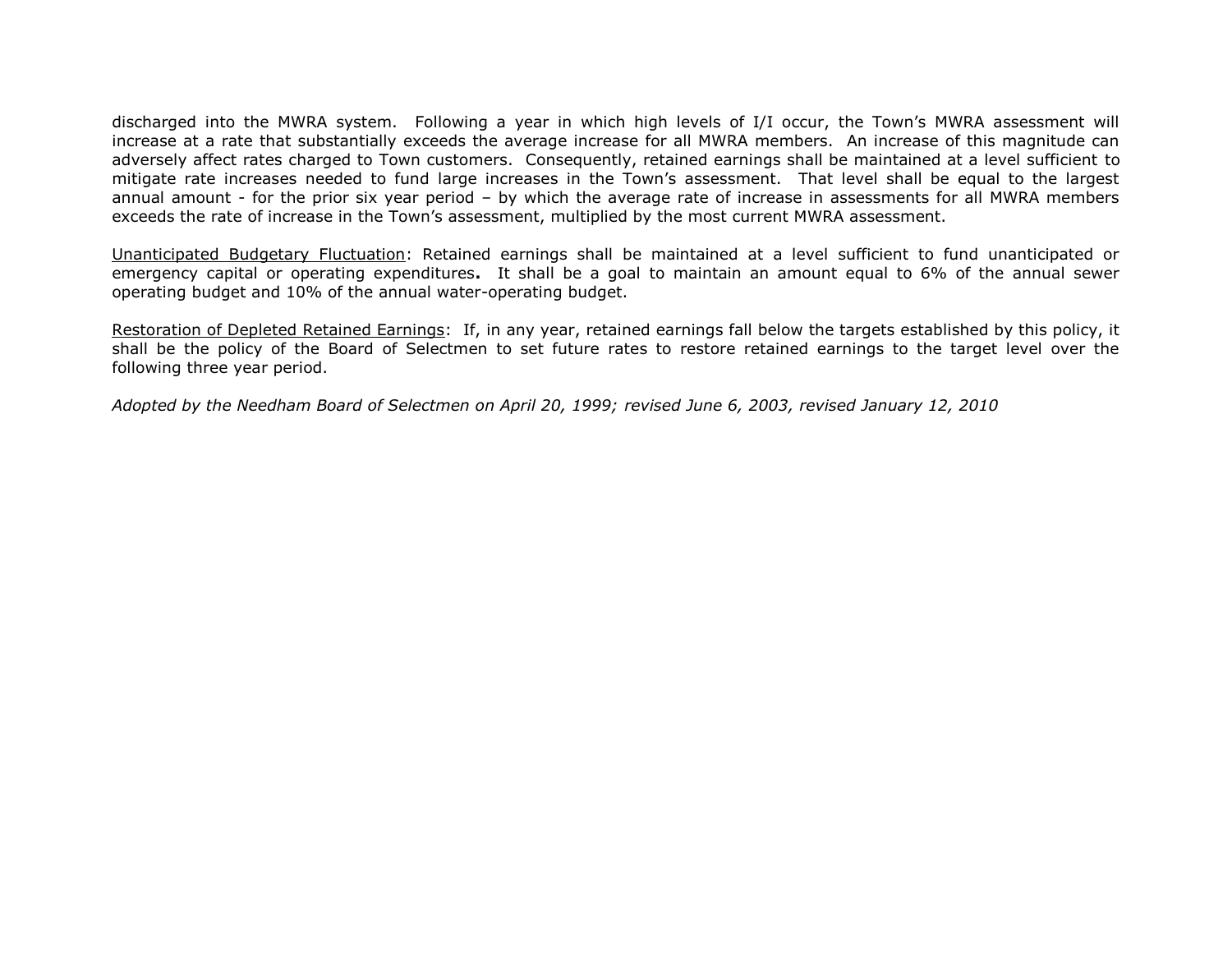discharged into the MWRA system. Following a year in which high levels of I/I occur, the Town's MWRA assessment will increase at a rate that substantially exceeds the average increase for all MWRA members. An increase of this magnitude can adversely affect rates charged to Town customers. Consequently, retained earnings shall be maintained at a level sufficient to mitigate rate increases needed to fund large increases in the Town's assessment. That level shall be equal to the largest annual amount - for the prior six year period – by which the average rate of increase in assessments for all MWRA members exceeds the rate of increase in the Town's assessment, multiplied by the most current MWRA assessment.

<u>Unanticipated Budgetary Fluctuation</u>: Retained earnings shall be maintained at a level sufficient to fund unanticipated or emergency capital or operating expenditures**.** It shall be a goal to maintain an amount equal to 6% of the annual sewer operating budget and 10% of the annual water-operating budget.

<u>Restoration of Depleted Retained Earnings</u>: If, in any year, retained earnings fall below the targets established by this policy, it shall be the policy of the Board of Selectmen to set future rates to restore retained earnings to the target level over the following three year period.

*Adopted by the Needham Board of Selectmen on April 20, 1999; revised June 6, 2003, revised January 12, 2010*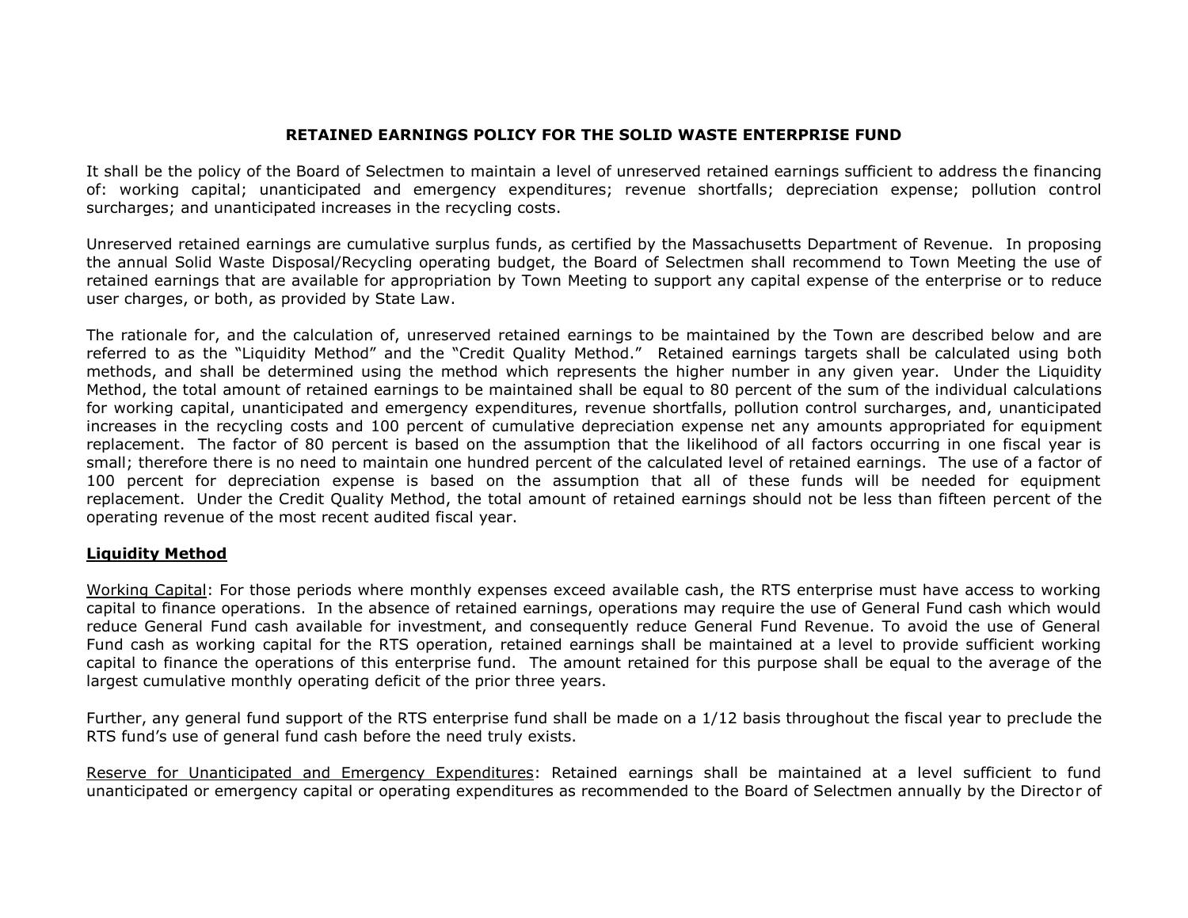**RETAINED EARNINGS POLICY FOR THE SOLID WASTE ENTERPRISE FUND**

It shall be the policy of the Board of Selectmen to maintain a level of unreserved retained earnings sufficient to address the financing of: working capital; unanticipated and emergency expenditures; revenue shortfalls; depreciation expense; pollution control surcharges; and unanticipated increases in the recycling costs.

Unreserved retained earnings are cumulative surplus funds, as certified by the Massachusetts Department of Revenue. In proposing the annual Solid Waste Disposal/Recycling operating budget, the Board of Selectmen shall recommend to Town Meeting the use of retained earnings that are available for appropriation by Town Meeting to support any capital expense of the enterprise or to reduce user charges, or both, as provided by State Law.

The rationale for, and the calculation of, unreserved retained earnings to be maintained by the Town are described below and are referred to as the "Liquidity Method" and the "Credit Quality Method." Retained earnings targets shall be calculated using both methods, and shall be determined using the method which represents the higher number in any given year. Under the Liquidity Method, the total amount of retained earnings to be maintained shall be equal to 80 percent of the sum of the individual calculations for working capital, unanticipated and emergency expenditures, revenue shortfalls, pollution control surcharges, and, unanticipated increases in the recycling costs and 100 percent of cumulative depreciation expense net any amounts appropriated for equipment replacement. The factor of 80 percent is based on the assumption that the likelihood of all factors occurring in one fiscal year is small; therefore there is no need to maintain one hundred percent of the calculated level of retained earnings. The use of a factor of 100 percent for depreciation expense is based on the assumption that all of these funds will be needed for equipment replacement. Under the Credit Quality Method, the total amount of retained earnings should not be less than fifteen percent of the operating revenue of the most recent audited fiscal year.

**Liquidity Method**

Working Capital: For those periods where monthly expenses exceed available cash, the RTS enterprise must have access to working capital to finance operations. In the absence of retained earnings, operations may require the use of General Fund cash which would reduce General Fund cash available for investment, and consequently reduce General Fund Revenue. To avoid the use of General Fund cash as working capital for the RTS operation, retained earnings shall be maintained at a level to provide sufficient working capital to finance the operations of this enterprise fund. The amount retained for this purpose shall be equal to the average of the largest cumulative monthly operating deficit of the prior three years.

Further, any general fund support of the RTS enterprise fund shall be made on a 1/12 basis throughout the fiscal year to preclude the RTS fund's use of general fund cash before the need truly exists.

Reserve for Unanticipated and Emergency Expenditures: Retained earnings shall be maintained at a level sufficient to fund unanticipated or emergency capital or operating expenditures as recommended to the Board of Selectmen annually by the Director of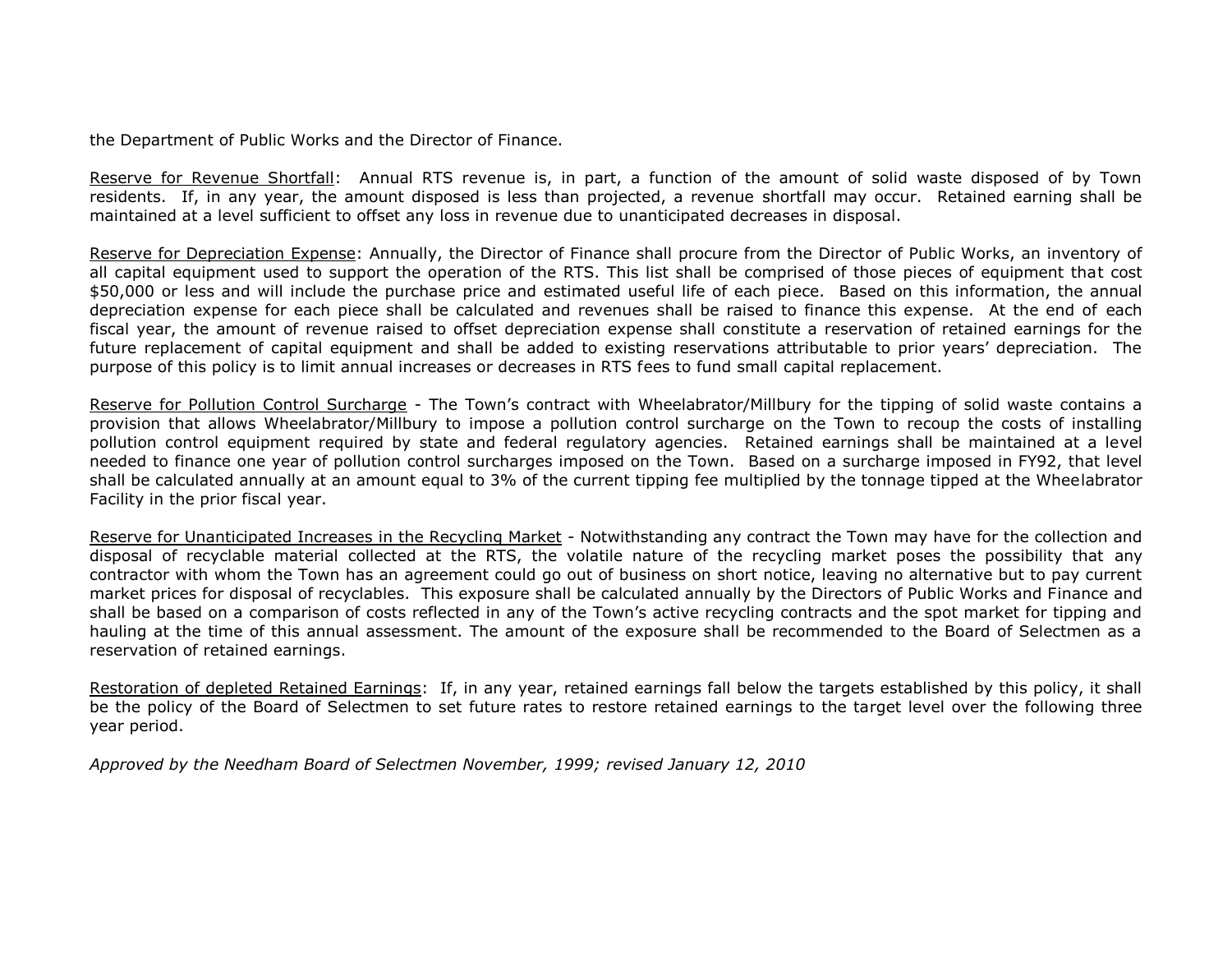the Department of Public Works and the Director of Finance.

Reserve for Revenue Shortfall: Annual RTS revenue is, in part, a function of the amount of solid waste disposed of by Town residents. If, in any year, the amount disposed is less than projected, a revenue shortfall may occur. Retained earning shall be maintained at a level sufficient to offset any loss in revenue due to unanticipated decreases in disposal.

Reserve for Depreciation Expense: Annually, the Director of Finance shall procure from the Director of Public Works, an inventory of all capital equipment used to support the operation of the RTS. This list shall be comprised of those pieces of equipment that cost $50,000 or less and will include the purchase price and estimated useful life of each piece. Based on this information, the annual depreciation expense for each piece shall be calculated and revenues shall be raised to finance this expense. At the end of each fiscal year, the amount of revenue raised to offset depreciation expense shall constitute a reservation of retained earnings for the future replacement of capital equipment and shall be added to existing reservations attributable to prior years' depreciation. The purpose of this policy is to limit annual increases or decreases in RTS fees to fund small capital replacement.

Reserve for Pollution Control Surcharge - The Town's contract with Wheelabrator/Millbury for the tipping of solid waste contains a provision that allows Wheelabrator/Millbury to impose a pollution control surcharge on the Town to recoup the costs of installing pollution control equipment required by state and federal regulatory agencies. Retained earnings shall be maintained at a level needed to finance one year of pollution control surcharges imposed on the Town. Based on a surcharge imposed in FY92, that level shall be calculated annually at an amount equal to 3% of the current tipping fee multiplied by the tonnage tipped at the Wheelabrator Facility in the prior fiscal year.

Reserve for Unanticipated Increases in the Recycling Market - Notwithstanding any contract the Town may have for the collection and disposal of recyclable material collected at the RTS, the volatile nature of the recycling market poses the possibility that any contractor with whom the Town has an agreement could go out of business on short notice, leaving no alternative but to pay current market prices for disposal of recyclables. This exposure shall be calculated annually by the Directors of Public Works and Finance and shall be based on a comparison of costs reflected in any of the Town's active recycling contracts and the spot market for tipping and hauling at the time of this annual assessment. The amount of the exposure shall be recommended to the Board of Selectmen as a reservation of retained earnings.

Restoration of depleted Retained Earnings: If, in any year, retained earnings fall below the targets established by this policy, it shall be the policy of the Board of Selectmen to set future rates to restore retained earnings to the target level over the following three year period.

*Approved by the Needham Board of Selectmen November, 1999; revised January 12, 2010*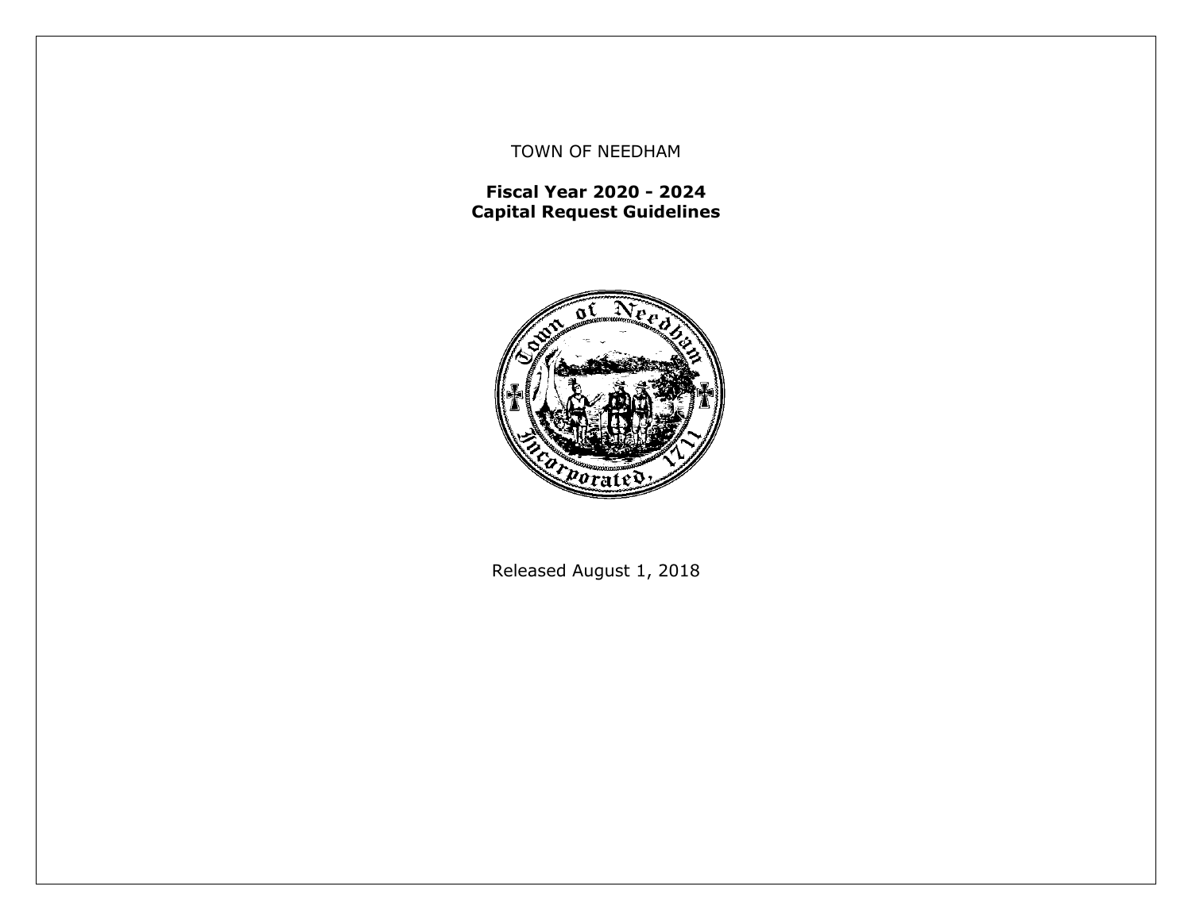TOWN OF NEEDHAM

**Fiscal Year 2020 - 2024**
**Capital Request Guidelines**

Released August 1, 2018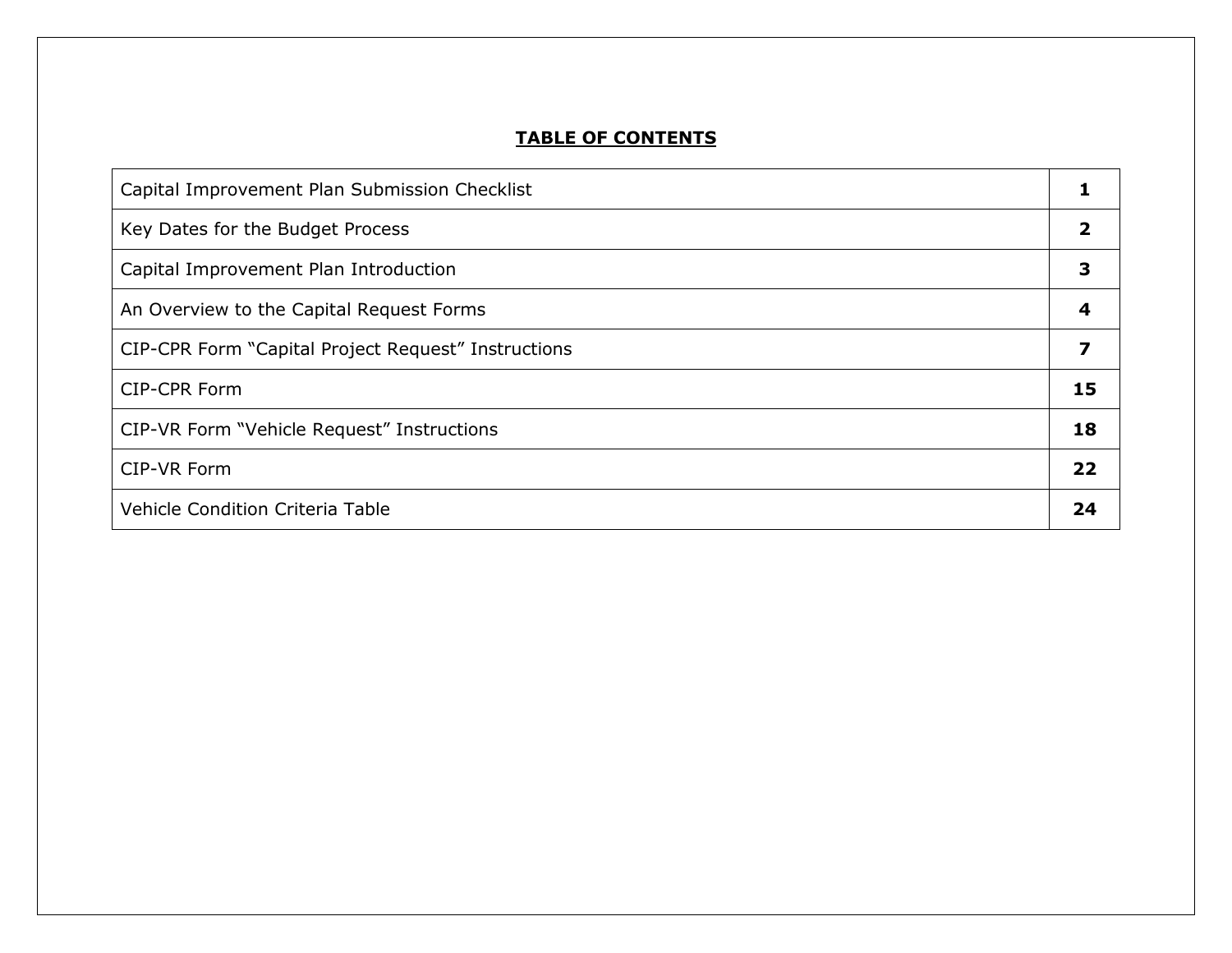## **TABLE OF CONTENTS**

| | |
|---|---|
| Capital Improvement Plan Submission Checklist | **1** |
| Key Dates for the Budget Process | **2** |
| Capital Improvement Plan Introduction | **3** |
| An Overview to the Capital Request Forms | **4** |
| CIP-CPR Form “Capital Project Request” Instructions | **7** |
| CIP-CPR Form | **15** |
| CIP-VR Form “Vehicle Request” Instructions | **18** |
| CIP-VR Form | **22** |
| Vehicle Condition Criteria Table | **24** |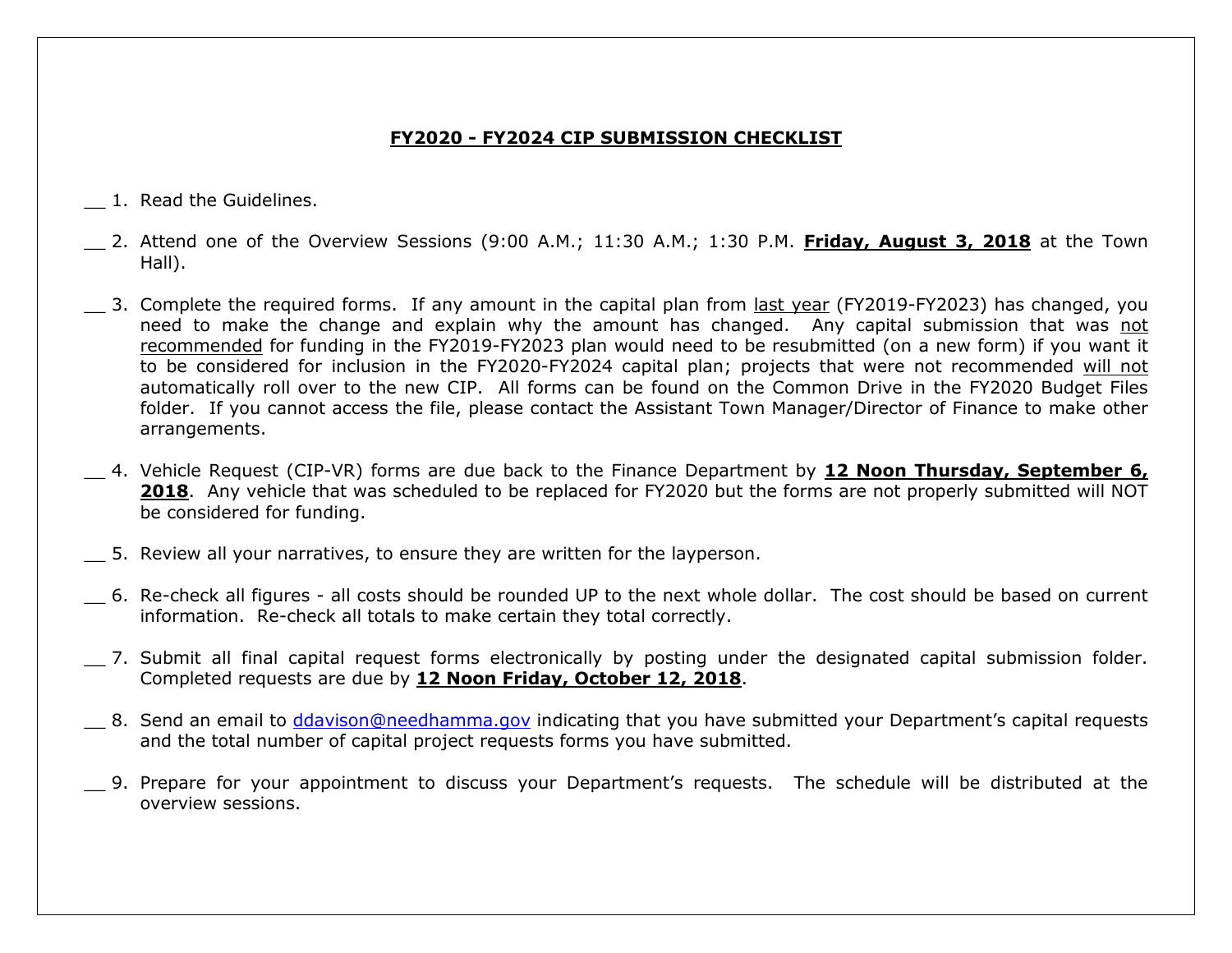## **FY2020 - FY2024 CIP SUBMISSION CHECKLIST**

__ 1. Read the Guidelines.

__ 2. Attend one of the Overview Sessions (9:00 A.M.; 11:30 A.M.; 1:30 P.M. **Friday, August 3, 2018** at the Town Hall).

__ 3. Complete the required forms. If any amount in the capital plan from last year (FY2019-FY2023) has changed, you need to make the change and explain why the amount has changed. Any capital submission that was not recommended for funding in the FY2019-FY2023 plan would need to be resubmitted (on a new form) if you want it to be considered for inclusion in the FY2020-FY2024 capital plan; projects that were not recommended will not automatically roll over to the new CIP. All forms can be found on the Common Drive in the FY2020 Budget Files folder. If you cannot access the file, please contact the Assistant Town Manager/Director of Finance to make other arrangements.

__ 4. Vehicle Request (CIP-VR) forms are due back to the Finance Department by **12 Noon Thursday, September 6, 2018**. Any vehicle that was scheduled to be replaced for FY2020 but the forms are not properly submitted will NOT be considered for funding.

__ 5. Review all your narratives, to ensure they are written for the layperson.

__ 6. Re-check all figures - all costs should be rounded UP to the next whole dollar. The cost should be based on current information. Re-check all totals to make certain they total correctly.

__ 7. Submit all final capital request forms electronically by posting under the designated capital submission folder. Completed requests are due by **12 Noon Friday, October 12, 2018**.

__ 8. Send an email to ddavison@needhamma.gov indicating that you have submitted your Department's capital requests and the total number of capital project requests forms you have submitted.

__ 9. Prepare for your appointment to discuss your Department's requests. The schedule will be distributed at the overview sessions.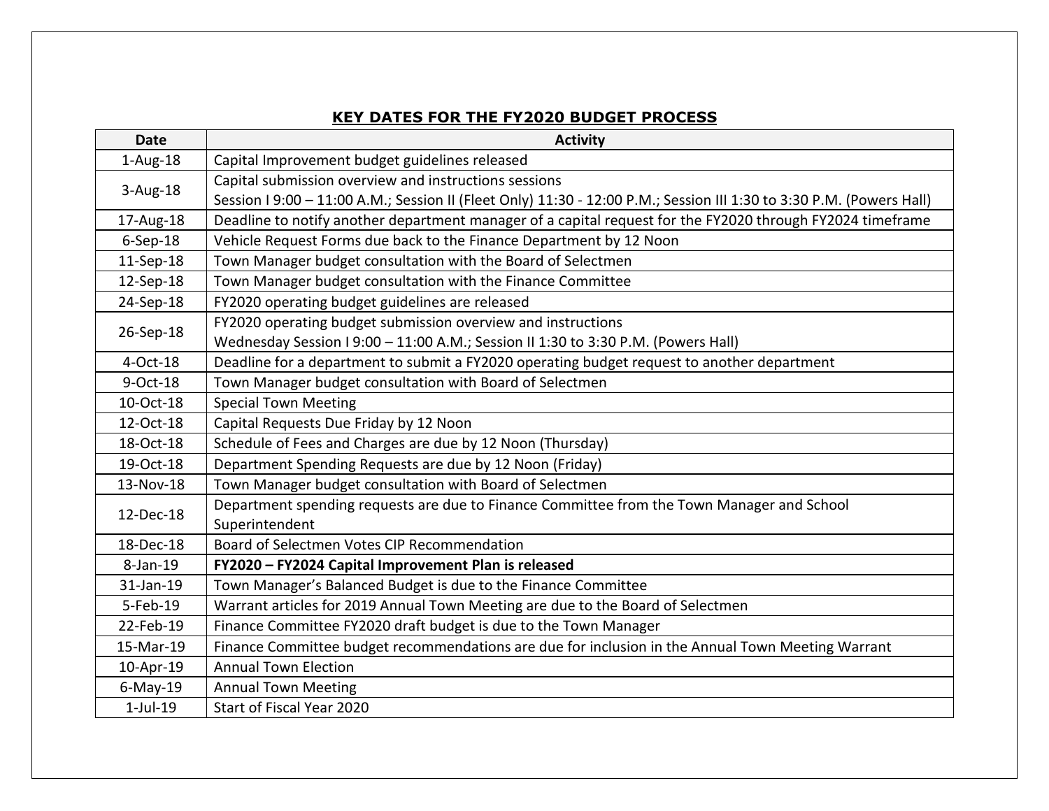## KEY DATES FOR THE FY2020 BUDGET PROCESS

| Date | Activity |
|---|---|
| 1-Aug-18 | Capital Improvement budget guidelines released |
| 3-Aug-18 | Capital submission overview and instructions sessions<br>Session I 9:00 – 11:00 A.M.; Session II (Fleet Only) 11:30 - 12:00 P.M.; Session III 1:30 to 3:30 P.M. (Powers Hall) |
| 17-Aug-18 | Deadline to notify another department manager of a capital request for the FY2020 through FY2024 timeframe |
| 6-Sep-18 | Vehicle Request Forms due back to the Finance Department by 12 Noon |
| 11-Sep-18 | Town Manager budget consultation with the Board of Selectmen |
| 12-Sep-18 | Town Manager budget consultation with the Finance Committee |
| 24-Sep-18 | FY2020 operating budget guidelines are released |
| 26-Sep-18 | FY2020 operating budget submission overview and instructions<br>Wednesday Session I 9:00 – 11:00 A.M.; Session II 1:30 to 3:30 P.M. (Powers Hall) |
| 4-Oct-18 | Deadline for a department to submit a FY2020 operating budget request to another department |
| 9-Oct-18 | Town Manager budget consultation with Board of Selectmen |
| 10-Oct-18 | Special Town Meeting |
| 12-Oct-18 | Capital Requests Due Friday by 12 Noon |
| 18-Oct-18 | Schedule of Fees and Charges are due by 12 Noon (Thursday) |
| 19-Oct-18 | Department Spending Requests are due by 12 Noon (Friday) |
| 13-Nov-18 | Town Manager budget consultation with Board of Selectmen |
| 12-Dec-18 | Department spending requests are due to Finance Committee from the Town Manager and School Superintendent |
| 18-Dec-18 | Board of Selectmen Votes CIP Recommendation |
| 8-Jan-19 | **FY2020 – FY2024 Capital Improvement Plan is released** |
| 31-Jan-19 | Town Manager's Balanced Budget is due to the Finance Committee |
| 5-Feb-19 | Warrant articles for 2019 Annual Town Meeting are due to the Board of Selectmen |
| 22-Feb-19 | Finance Committee FY2020 draft budget is due to the Town Manager |
| 15-Mar-19 | Finance Committee budget recommendations are due for inclusion in the Annual Town Meeting Warrant |
| 10-Apr-19 | Annual Town Election |
| 6-May-19 | Annual Town Meeting |
| 1-Jul-19 | Start of Fiscal Year 2020 |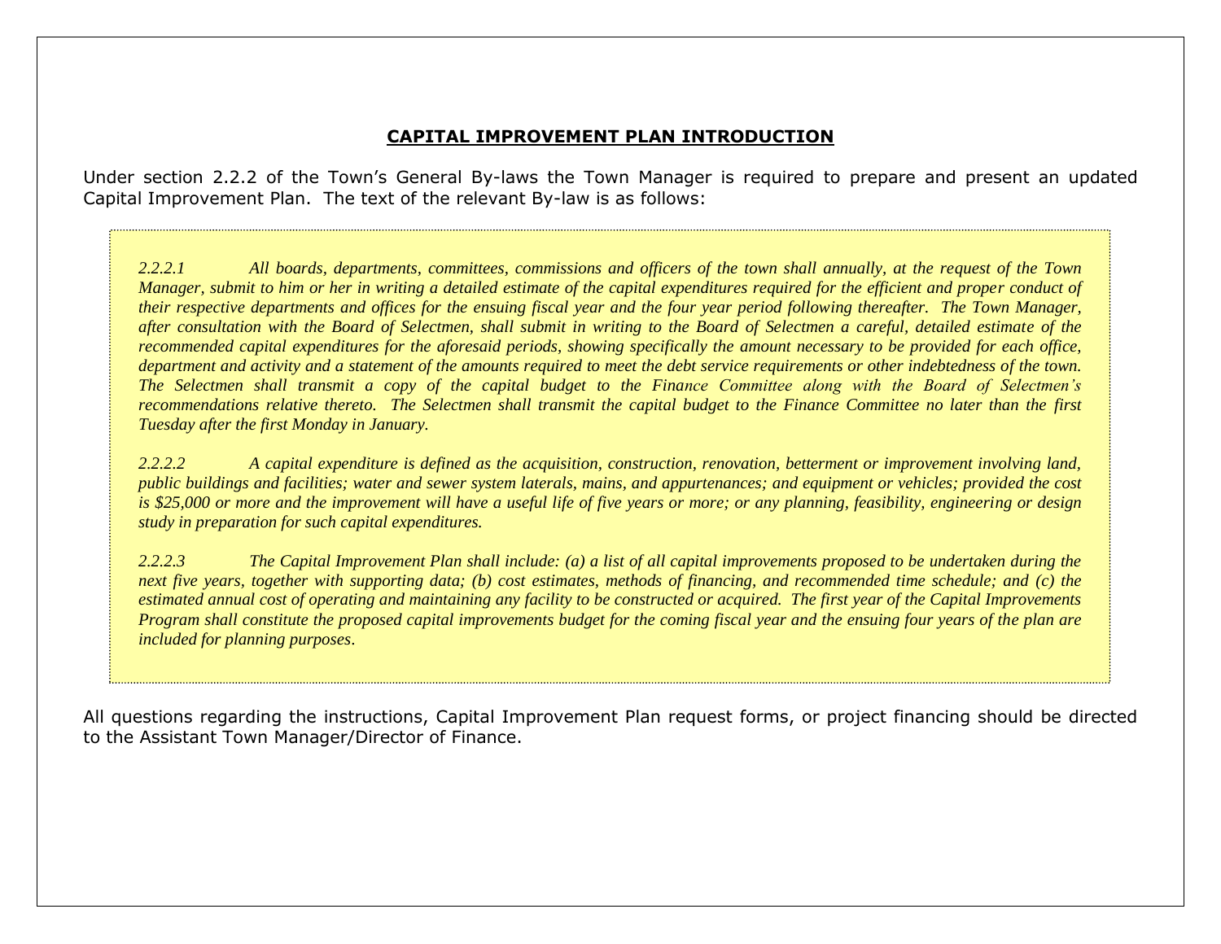## CAPITAL IMPROVEMENT PLAN INTRODUCTION

Under section 2.2.2 of the Town's General By-laws the Town Manager is required to prepare and present an updated Capital Improvement Plan. The text of the relevant By-law is as follows:

*2.2.2.1 All boards, departments, committees, commissions and officers of the town shall annually, at the request of the Town Manager, submit to him or her in writing a detailed estimate of the capital expenditures required for the efficient and proper conduct of their respective departments and offices for the ensuing fiscal year and the four year period following thereafter. The Town Manager, after consultation with the Board of Selectmen, shall submit in writing to the Board of Selectmen a careful, detailed estimate of the recommended capital expenditures for the aforesaid periods, showing specifically the amount necessary to be provided for each office, department and activity and a statement of the amounts required to meet the debt service requirements or other indebtedness of the town. The Selectmen shall transmit a copy of the capital budget to the Finance Committee along with the Board of Selectmen's recommendations relative thereto. The Selectmen shall transmit the capital budget to the Finance Committee no later than the first Tuesday after the first Monday in January.*

*2.2.2.2 A capital expenditure is defined as the acquisition, construction, renovation, betterment or improvement involving land, public buildings and facilities; water and sewer system laterals, mains, and appurtenances; and equipment or vehicles; provided the cost is $25,000 or more and the improvement will have a useful life of five years or more; or any planning, feasibility, engineering or design study in preparation for such capital expenditures.*

*2.2.2.3 The Capital Improvement Plan shall include: (a) a list of all capital improvements proposed to be undertaken during the next five years, together with supporting data; (b) cost estimates, methods of financing, and recommended time schedule; and (c) the estimated annual cost of operating and maintaining any facility to be constructed or acquired. The first year of the Capital Improvements Program shall constitute the proposed capital improvements budget for the coming fiscal year and the ensuing four years of the plan are included for planning purposes.*

All questions regarding the instructions, Capital Improvement Plan request forms, or project financing should be directed to the Assistant Town Manager/Director of Finance.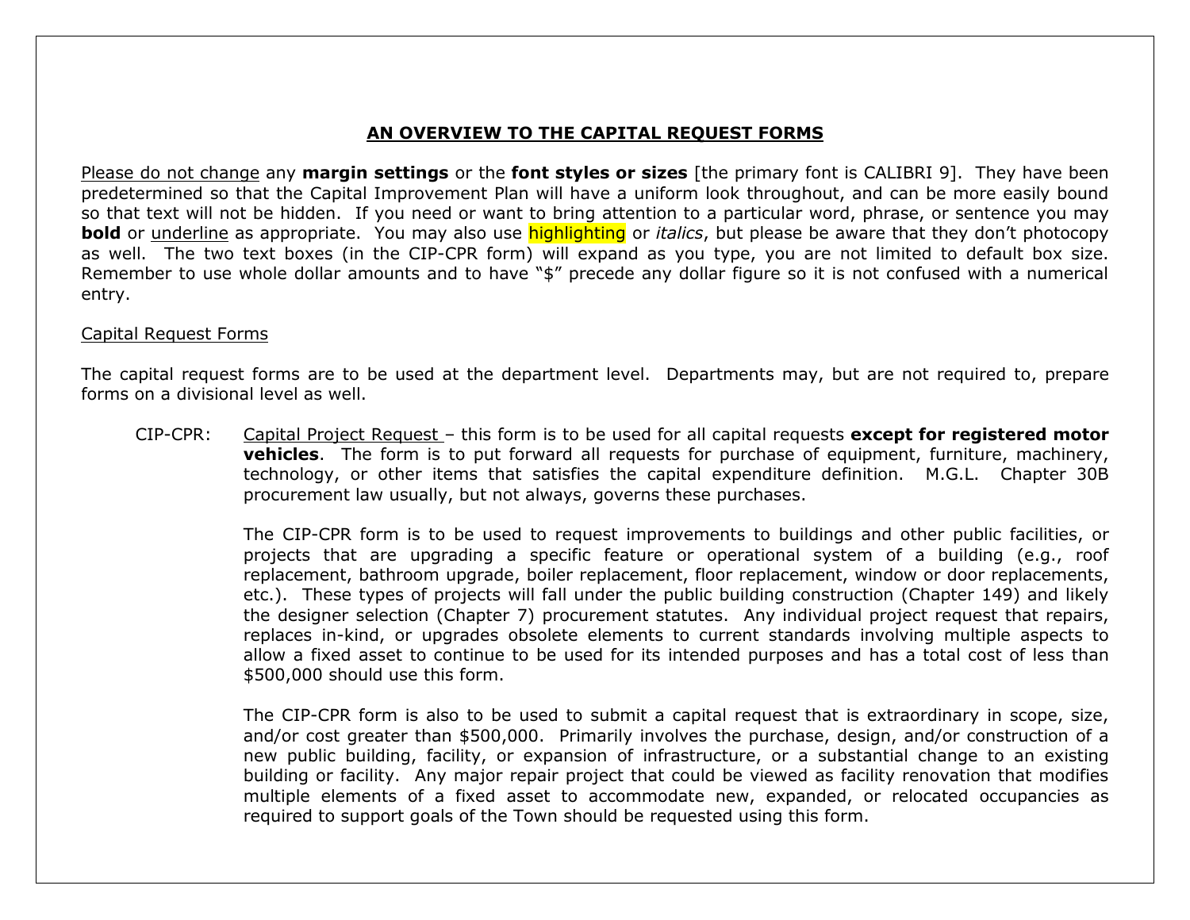## AN OVERVIEW TO THE CAPITAL REQUEST FORMS

Please do not change any **margin settings** or the **font styles or sizes** [the primary font is CALIBRI 9]. They have been predetermined so that the Capital Improvement Plan will have a uniform look throughout, and can be more easily bound so that text will not be hidden. If you need or want to bring attention to a particular word, phrase, or sentence you may **bold** or underline as appropriate. You may also use highlighting or *italics*, but please be aware that they don't photocopy as well. The two text boxes (in the CIP-CPR form) will expand as you type, you are not limited to default box size. Remember to use whole dollar amounts and to have "$" precede any dollar figure so it is not confused with a numerical entry.

Capital Request Forms

The capital request forms are to be used at the department level. Departments may, but are not required to, prepare forms on a divisional level as well.

CIP-CPR: Capital Project Request – this form is to be used for all capital requests **except for registered motor vehicles**. The form is to put forward all requests for purchase of equipment, furniture, machinery, technology, or other items that satisfies the capital expenditure definition. M.G.L. Chapter 30B procurement law usually, but not always, governs these purchases.

The CIP-CPR form is to be used to request improvements to buildings and other public facilities, or projects that are upgrading a specific feature or operational system of a building (e.g., roof replacement, bathroom upgrade, boiler replacement, floor replacement, window or door replacements, etc.). These types of projects will fall under the public building construction (Chapter 149) and likely the designer selection (Chapter 7) procurement statutes. Any individual project request that repairs, replaces in-kind, or upgrades obsolete elements to current standards involving multiple aspects to allow a fixed asset to continue to be used for its intended purposes and has a total cost of less than $500,000 should use this form.

The CIP-CPR form is also to be used to submit a capital request that is extraordinary in scope, size, and/or cost greater than $500,000. Primarily involves the purchase, design, and/or construction of a new public building, facility, or expansion of infrastructure, or a substantial change to an existing building or facility. Any major repair project that could be viewed as facility renovation that modifies multiple elements of a fixed asset to accommodate new, expanded, or relocated occupancies as required to support goals of the Town should be requested using this form.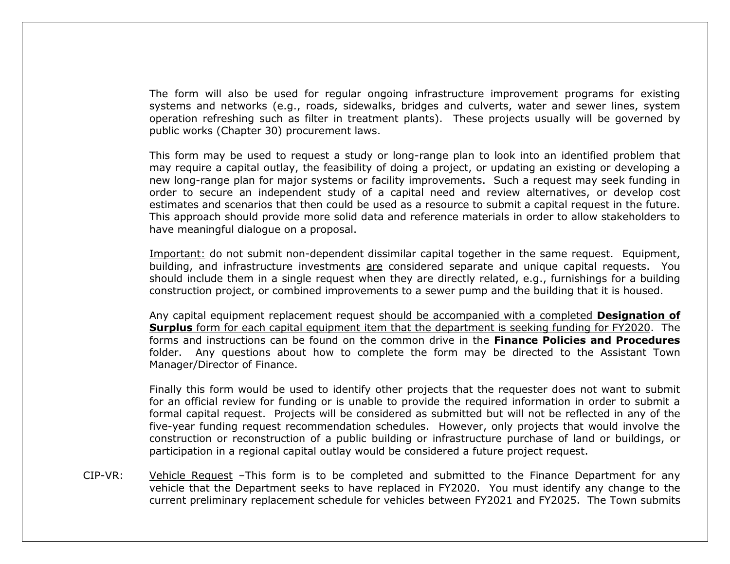The form will also be used for regular ongoing infrastructure improvement programs for existing systems and networks (e.g., roads, sidewalks, bridges and culverts, water and sewer lines, system operation refreshing such as filter in treatment plants). These projects usually will be governed by public works (Chapter 30) procurement laws.

This form may be used to request a study or long-range plan to look into an identified problem that may require a capital outlay, the feasibility of doing a project, or updating an existing or developing a new long-range plan for major systems or facility improvements. Such a request may seek funding in order to secure an independent study of a capital need and review alternatives, or develop cost estimates and scenarios that then could be used as a resource to submit a capital request in the future. This approach should provide more solid data and reference materials in order to allow stakeholders to have meaningful dialogue on a proposal.

<u>Important:</u> do not submit non-dependent dissimilar capital together in the same request. Equipment, building, and infrastructure investments <u>are</u> considered separate and unique capital requests. You should include them in a single request when they are directly related, e.g., furnishings for a building construction project, or combined improvements to a sewer pump and the building that it is housed.

Any capital equipment replacement request <u>should be accompanied with a completed **Designation of Surplus** form for each capital equipment item that the department is seeking funding for FY2020</u>. The forms and instructions can be found on the common drive in the **Finance Policies and Procedures** folder. Any questions about how to complete the form may be directed to the Assistant Town Manager/Director of Finance.

Finally this form would be used to identify other projects that the requester does not want to submit for an official review for funding or is unable to provide the required information in order to submit a formal capital request. Projects will be considered as submitted but will not be reflected in any of the five-year funding request recommendation schedules. However, only projects that would involve the construction or reconstruction of a public building or infrastructure purchase of land or buildings, or participation in a regional capital outlay would be considered a future project request.

CIP-VR: <u>Vehicle Request</u> –This form is to be completed and submitted to the Finance Department for any vehicle that the Department seeks to have replaced in FY2020. You must identify any change to the current preliminary replacement schedule for vehicles between FY2021 and FY2025. The Town submits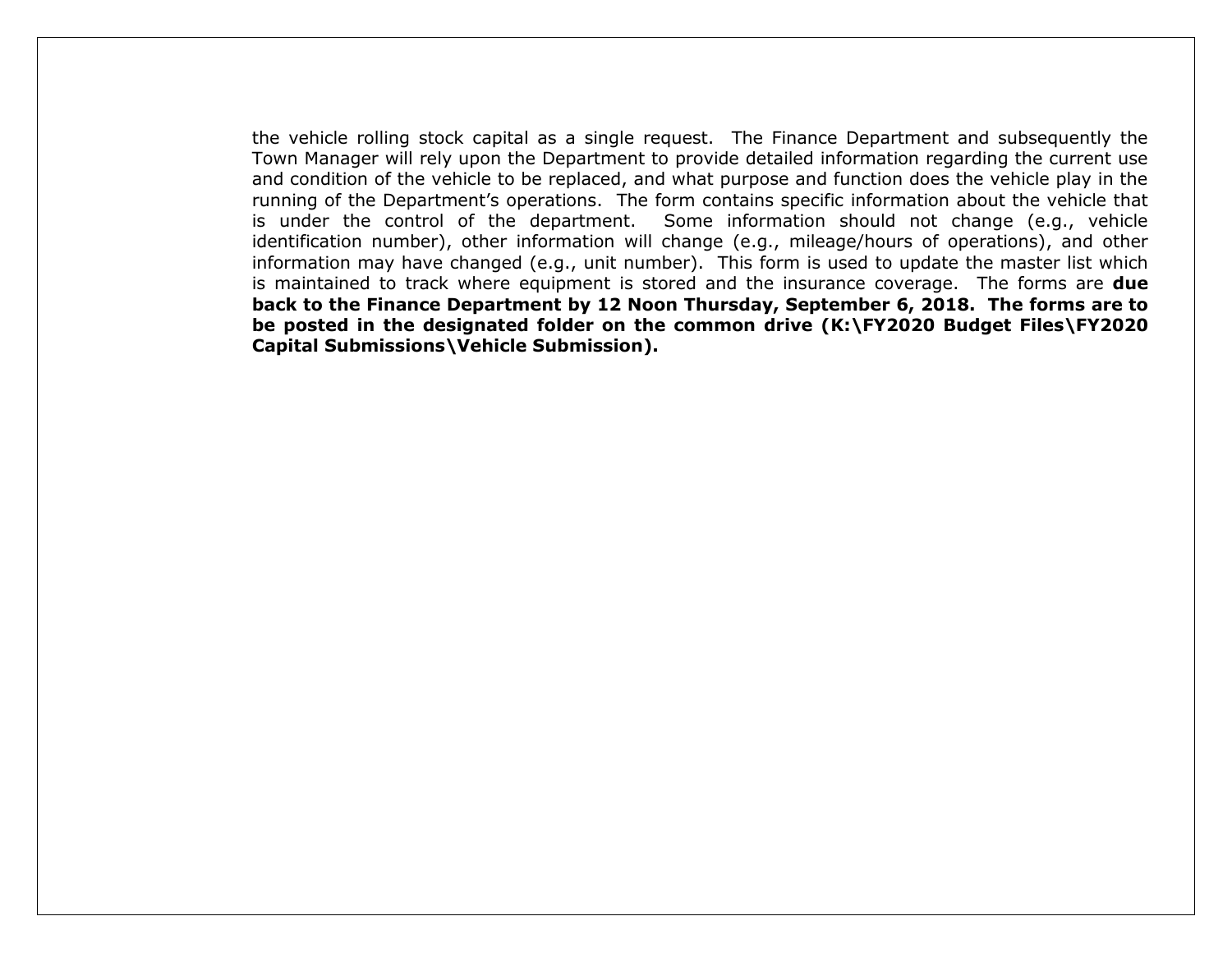the vehicle rolling stock capital as a single request. The Finance Department and subsequently the Town Manager will rely upon the Department to provide detailed information regarding the current use and condition of the vehicle to be replaced, and what purpose and function does the vehicle play in the running of the Department's operations. The form contains specific information about the vehicle that is under the control of the department. Some information should not change (e.g., vehicle identification number), other information will change (e.g., mileage/hours of operations), and other information may have changed (e.g., unit number). This form is used to update the master list which is maintained to track where equipment is stored and the insurance coverage. The forms are **due back to the Finance Department by 12 Noon Thursday, September 6, 2018. The forms are to be posted in the designated folder on the common drive (K:\FY2020 Budget Files\FY2020 Capital Submissions\Vehicle Submission).**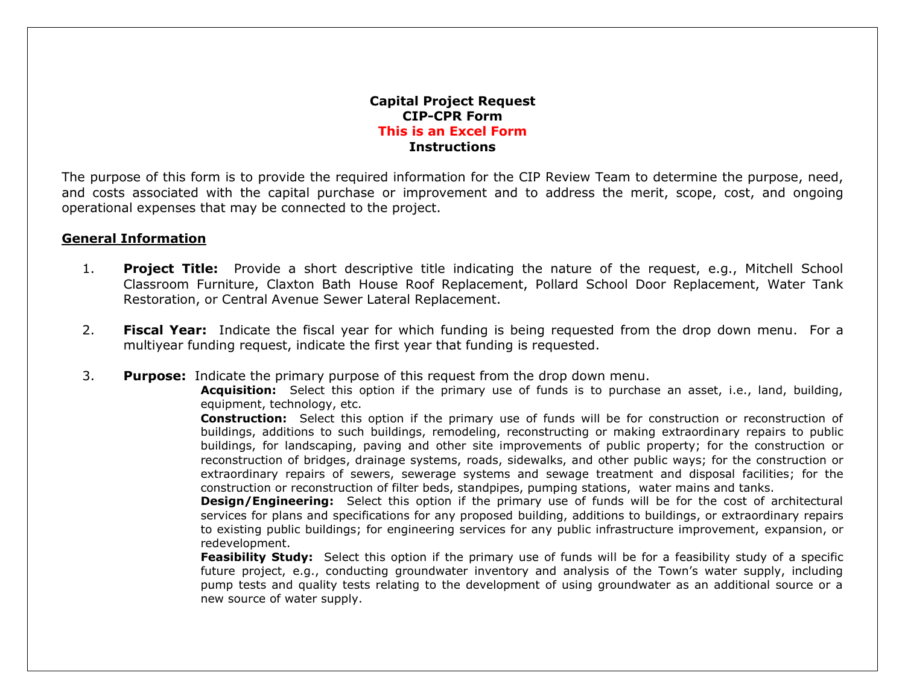**Capital Project Request**
**CIP-CPR Form**
**This is an Excel Form**
**Instructions**

The purpose of this form is to provide the required information for the CIP Review Team to determine the purpose, need, and costs associated with the capital purchase or improvement and to address the merit, scope, cost, and ongoing operational expenses that may be connected to the project.

**General Information**

1. **Project Title:** Provide a short descriptive title indicating the nature of the request, e.g., Mitchell School Classroom Furniture, Claxton Bath House Roof Replacement, Pollard School Door Replacement, Water Tank Restoration, or Central Avenue Sewer Lateral Replacement.

2. **Fiscal Year:** Indicate the fiscal year for which funding is being requested from the drop down menu. For a multiyear funding request, indicate the first year that funding is requested.

3. **Purpose:** Indicate the primary purpose of this request from the drop down menu.

   **Acquisition:** Select this option if the primary use of funds is to purchase an asset, i.e., land, building, equipment, technology, etc.

   **Construction:** Select this option if the primary use of funds will be for construction or reconstruction of buildings, additions to such buildings, remodeling, reconstructing or making extraordinary repairs to public buildings, for landscaping, paving and other site improvements of public property; for the construction or reconstruction of bridges, drainage systems, roads, sidewalks, and other public ways; for the construction or extraordinary repairs of sewers, sewerage systems and sewage treatment and disposal facilities; for the construction or reconstruction of filter beds, standpipes, pumping stations, water mains and tanks.

   **Design/Engineering:** Select this option if the primary use of funds will be for the cost of architectural services for plans and specifications for any proposed building, additions to buildings, or extraordinary repairs to existing public buildings; for engineering services for any public infrastructure improvement, expansion, or redevelopment.

   **Feasibility Study:** Select this option if the primary use of funds will be for a feasibility study of a specific future project, e.g., conducting groundwater inventory and analysis of the Town's water supply, including pump tests and quality tests relating to the development of using groundwater as an additional source or a new source of water supply.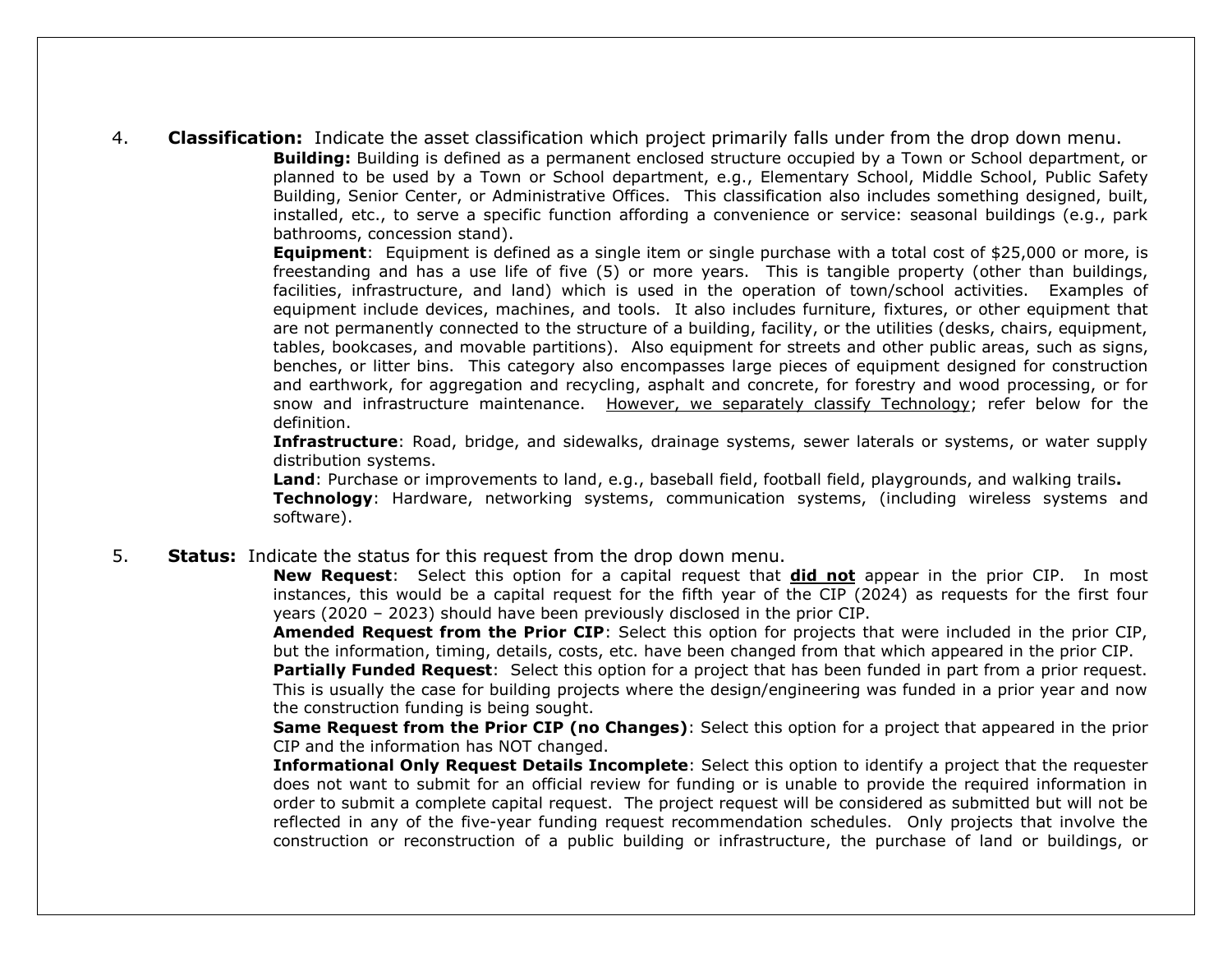4. **Classification:** Indicate the asset classification which project primarily falls under from the drop down menu.

   **Building:** Building is defined as a permanent enclosed structure occupied by a Town or School department, or planned to be used by a Town or School department, e.g., Elementary School, Middle School, Public Safety Building, Senior Center, or Administrative Offices. This classification also includes something designed, built, installed, etc., to serve a specific function affording a convenience or service: seasonal buildings (e.g., park bathrooms, concession stand).

   **Equipment**: Equipment is defined as a single item or single purchase with a total cost of $25,000 or more, is freestanding and has a use life of five (5) or more years. This is tangible property (other than buildings, facilities, infrastructure, and land) which is used in the operation of town/school activities. Examples of equipment include devices, machines, and tools. It also includes furniture, fixtures, or other equipment that are not permanently connected to the structure of a building, facility, or the utilities (desks, chairs, equipment, tables, bookcases, and movable partitions). Also equipment for streets and other public areas, such as signs, benches, or litter bins. This category also encompasses large pieces of equipment designed for construction and earthwork, for aggregation and recycling, asphalt and concrete, for forestry and wood processing, or for snow and infrastructure maintenance. <u>However, we separately classify Technology</u>; refer below for the definition.

   **Infrastructure**: Road, bridge, and sidewalks, drainage systems, sewer laterals or systems, or water supply distribution systems.

   **Land**: Purchase or improvements to land, e.g., baseball field, football field, playgrounds, and walking trails**.**

   **Technology**: Hardware, networking systems, communication systems, (including wireless systems and software).

5. **Status:** Indicate the status for this request from the drop down menu.

   **New Request**: Select this option for a capital request that <u>**did not**</u> appear in the prior CIP. In most instances, this would be a capital request for the fifth year of the CIP (2024) as requests for the first four years (2020 – 2023) should have been previously disclosed in the prior CIP.

   **Amended Request from the Prior CIP**: Select this option for projects that were included in the prior CIP, but the information, timing, details, costs, etc. have been changed from that which appeared in the prior CIP.

   **Partially Funded Request**: Select this option for a project that has been funded in part from a prior request. This is usually the case for building projects where the design/engineering was funded in a prior year and now the construction funding is being sought.

   **Same Request from the Prior CIP (no Changes)**: Select this option for a project that appeared in the prior CIP and the information has NOT changed.

   **Informational Only Request Details Incomplete**: Select this option to identify a project that the requester does not want to submit for an official review for funding or is unable to provide the required information in order to submit a complete capital request. The project request will be considered as submitted but will not be reflected in any of the five-year funding request recommendation schedules. Only projects that involve the construction or reconstruction of a public building or infrastructure, the purchase of land or buildings, or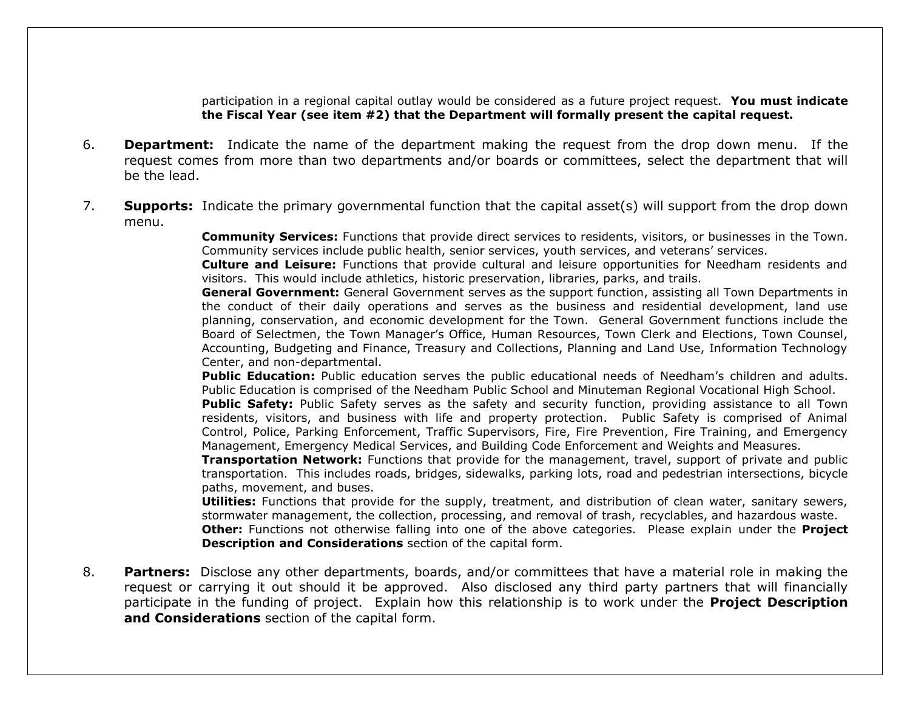participation in a regional capital outlay would be considered as a future project request. **You must indicate the Fiscal Year (see item #2) that the Department will formally present the capital request.**

6. **Department:** Indicate the name of the department making the request from the drop down menu. If the request comes from more than two departments and/or boards or committees, select the department that will be the lead.

7. **Supports:** Indicate the primary governmental function that the capital asset(s) will support from the drop down menu.

   **Community Services:** Functions that provide direct services to residents, visitors, or businesses in the Town. Community services include public health, senior services, youth services, and veterans' services.

   **Culture and Leisure:** Functions that provide cultural and leisure opportunities for Needham residents and visitors. This would include athletics, historic preservation, libraries, parks, and trails.

   **General Government:** General Government serves as the support function, assisting all Town Departments in the conduct of their daily operations and serves as the business and residential development, land use planning, conservation, and economic development for the Town. General Government functions include the Board of Selectmen, the Town Manager's Office, Human Resources, Town Clerk and Elections, Town Counsel, Accounting, Budgeting and Finance, Treasury and Collections, Planning and Land Use, Information Technology Center, and non-departmental.

   **Public Education:** Public education serves the public educational needs of Needham's children and adults. Public Education is comprised of the Needham Public School and Minuteman Regional Vocational High School.

   **Public Safety:** Public Safety serves as the safety and security function, providing assistance to all Town residents, visitors, and business with life and property protection. Public Safety is comprised of Animal Control, Police, Parking Enforcement, Traffic Supervisors, Fire, Fire Prevention, Fire Training, and Emergency Management, Emergency Medical Services, and Building Code Enforcement and Weights and Measures.

   **Transportation Network:** Functions that provide for the management, travel, support of private and public transportation. This includes roads, bridges, sidewalks, parking lots, road and pedestrian intersections, bicycle paths, movement, and buses.

   **Utilities:** Functions that provide for the supply, treatment, and distribution of clean water, sanitary sewers, stormwater management, the collection, processing, and removal of trash, recyclables, and hazardous waste.

   **Other:** Functions not otherwise falling into one of the above categories. Please explain under the **Project Description and Considerations** section of the capital form.

8. **Partners:** Disclose any other departments, boards, and/or committees that have a material role in making the request or carrying it out should it be approved. Also disclosed any third party partners that will financially participate in the funding of project. Explain how this relationship is to work under the **Project Description and Considerations** section of the capital form.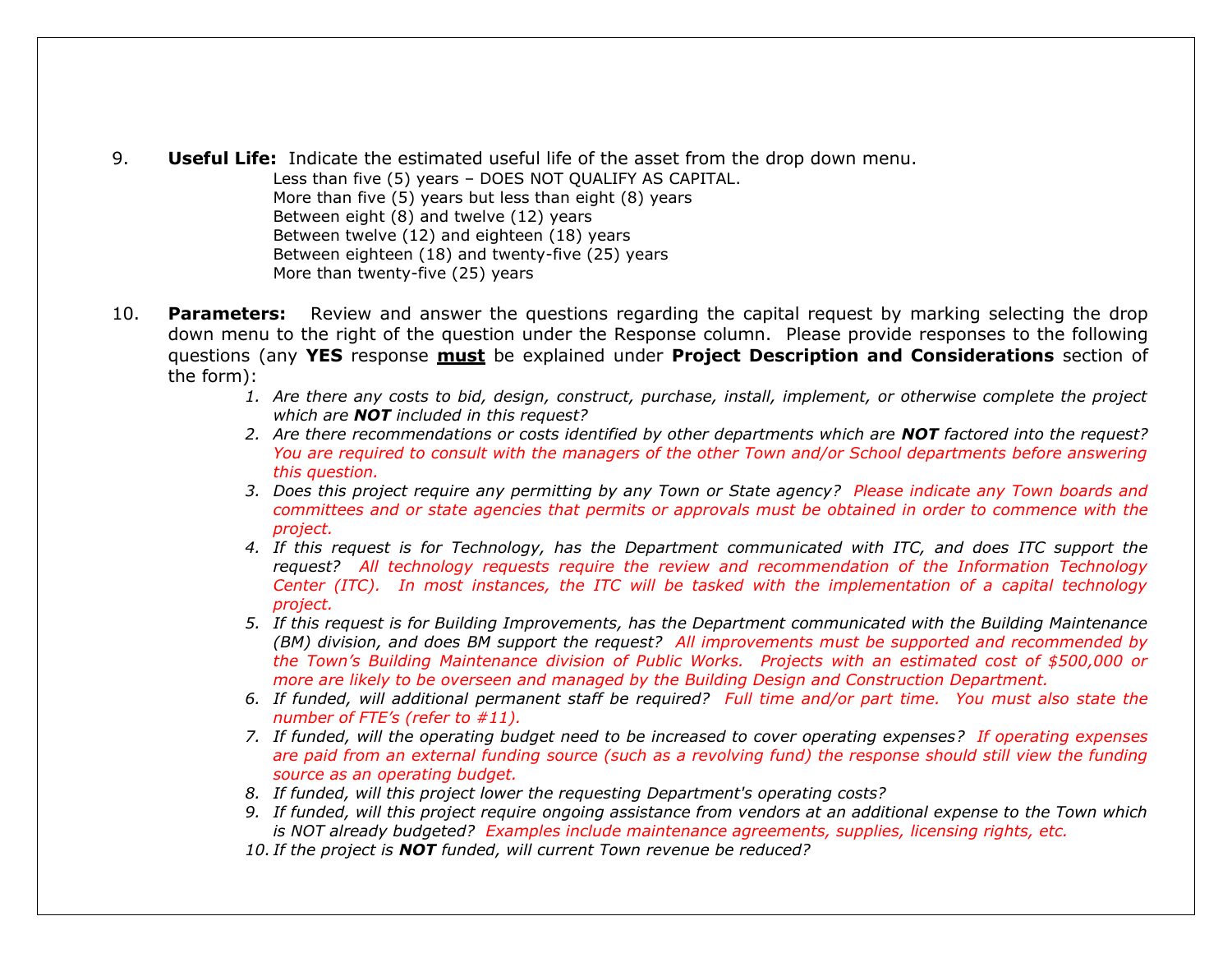9. **Useful Life:** Indicate the estimated useful life of the asset from the drop down menu.

   Less than five (5) years – DOES NOT QUALIFY AS CAPITAL.
   More than five (5) years but less than eight (8) years
   Between eight (8) and twelve (12) years
   Between twelve (12) and eighteen (18) years
   Between eighteen (18) and twenty-five (25) years
   More than twenty-five (25) years

10. **Parameters:** Review and answer the questions regarding the capital request by marking selecting the drop down menu to the right of the question under the Response column. Please provide responses to the following questions (any **YES** response **<u>must</u>** be explained under **Project Description and Considerations** section of the form):

    1. *Are there any costs to bid, design, construct, purchase, install, implement, or otherwise complete the project which are **NOT** included in this request?*
    2. *Are there recommendations or costs identified by other departments which are **NOT** factored into the request? You are required to consult with the managers of the other Town and/or School departments before answering this question.*
    3. *Does this project require any permitting by any Town or State agency? Please indicate any Town boards and committees and or state agencies that permits or approvals must be obtained in order to commence with the project.*
    4. *If this request is for Technology, has the Department communicated with ITC, and does ITC support the request? All technology requests require the review and recommendation of the Information Technology Center (ITC). In most instances, the ITC will be tasked with the implementation of a capital technology project.*
    5. *If this request is for Building Improvements, has the Department communicated with the Building Maintenance (BM) division, and does BM support the request? All improvements must be supported and recommended by the Town's Building Maintenance division of Public Works. Projects with an estimated cost of $500,000 or more are likely to be overseen and managed by the Building Design and Construction Department.*
    6. *If funded, will additional permanent staff be required? Full time and/or part time. You must also state the number of FTE's (refer to #11).*
    7. *If funded, will the operating budget need to be increased to cover operating expenses? If operating expenses are paid from an external funding source (such as a revolving fund) the response should still view the funding source as an operating budget.*
    8. *If funded, will this project lower the requesting Department's operating costs?*
    9. *If funded, will this project require ongoing assistance from vendors at an additional expense to the Town which is NOT already budgeted? Examples include maintenance agreements, supplies, licensing rights, etc.*
    10. *If the project is **NOT** funded, will current Town revenue be reduced?*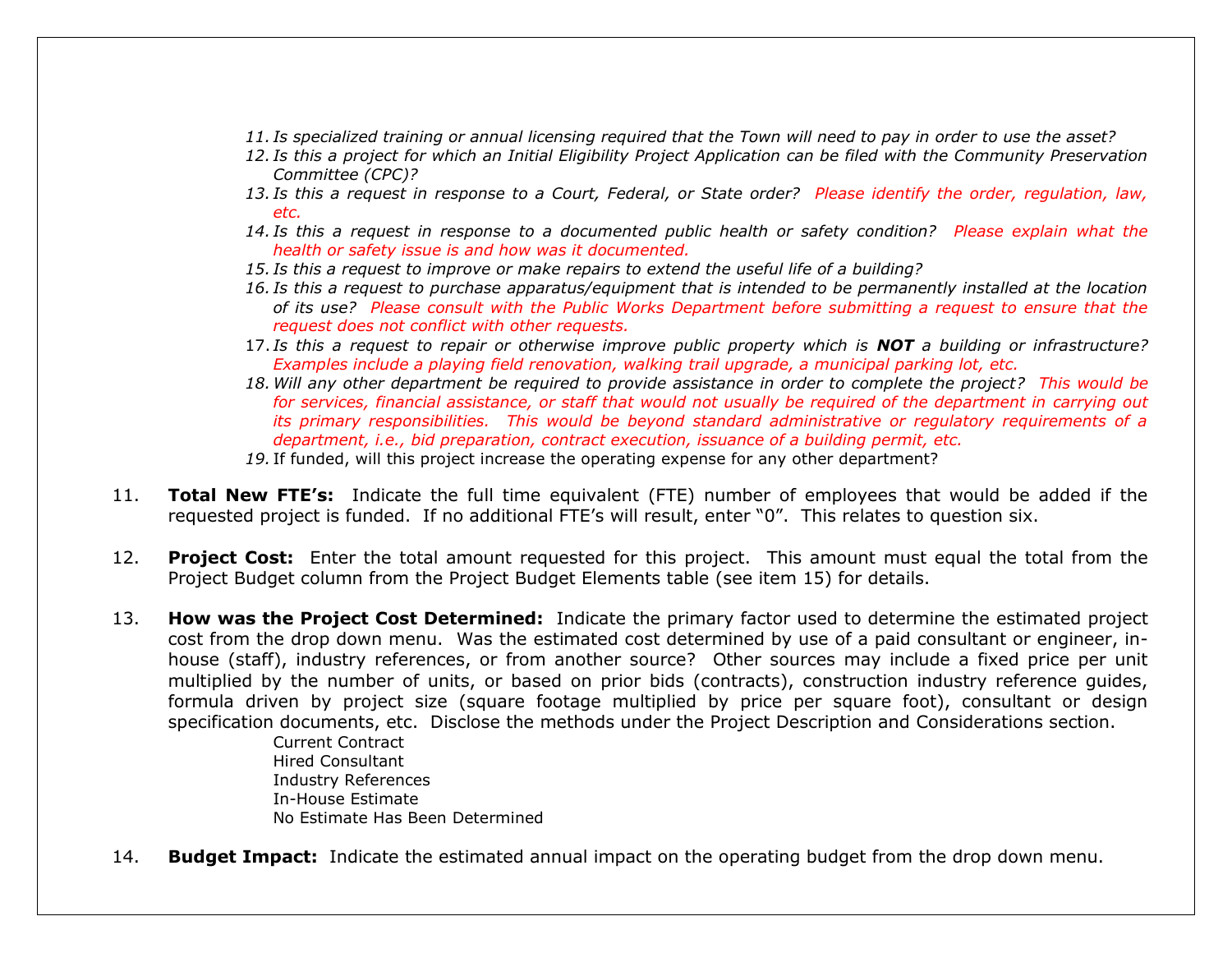11. *Is specialized training or annual licensing required that the Town will need to pay in order to use the asset?*
12. *Is this a project for which an Initial Eligibility Project Application can be filed with the Community Preservation Committee (CPC)?*
13. *Is this a request in response to a Court, Federal, or State order? Please identify the order, regulation, law, etc.*
14. *Is this a request in response to a documented public health or safety condition? Please explain what the health or safety issue is and how was it documented.*
15. *Is this a request to improve or make repairs to extend the useful life of a building?*
16. *Is this a request to purchase apparatus/equipment that is intended to be permanently installed at the location of its use? Please consult with the Public Works Department before submitting a request to ensure that the request does not conflict with other requests.*
17. *Is this a request to repair or otherwise improve public property which is* ***NOT*** *a building or infrastructure? Examples include a playing field renovation, walking trail upgrade, a municipal parking lot, etc.*
18. *Will any other department be required to provide assistance in order to complete the project? This would be for services, financial assistance, or staff that would not usually be required of the department in carrying out its primary responsibilities. This would be beyond standard administrative or regulatory requirements of a department, i.e., bid preparation, contract execution, issuance of a building permit, etc.*
19. If funded, will this project increase the operating expense for any other department?

11. **Total New FTE's:** Indicate the full time equivalent (FTE) number of employees that would be added if the requested project is funded. If no additional FTE's will result, enter "0". This relates to question six.

12. **Project Cost:** Enter the total amount requested for this project. This amount must equal the total from the Project Budget column from the Project Budget Elements table (see item 15) for details.

13. **How was the Project Cost Determined:** Indicate the primary factor used to determine the estimated project cost from the drop down menu. Was the estimated cost determined by use of a paid consultant or engineer, in-house (staff), industry references, or from another source? Other sources may include a fixed price per unit multiplied by the number of units, or based on prior bids (contracts), construction industry reference guides, formula driven by project size (square footage multiplied by price per square foot), consultant or design specification documents, etc. Disclose the methods under the Project Description and Considerations section.
    - Current Contract
    - Hired Consultant
    - Industry References
    - In-House Estimate
    - No Estimate Has Been Determined

14. **Budget Impact:** Indicate the estimated annual impact on the operating budget from the drop down menu.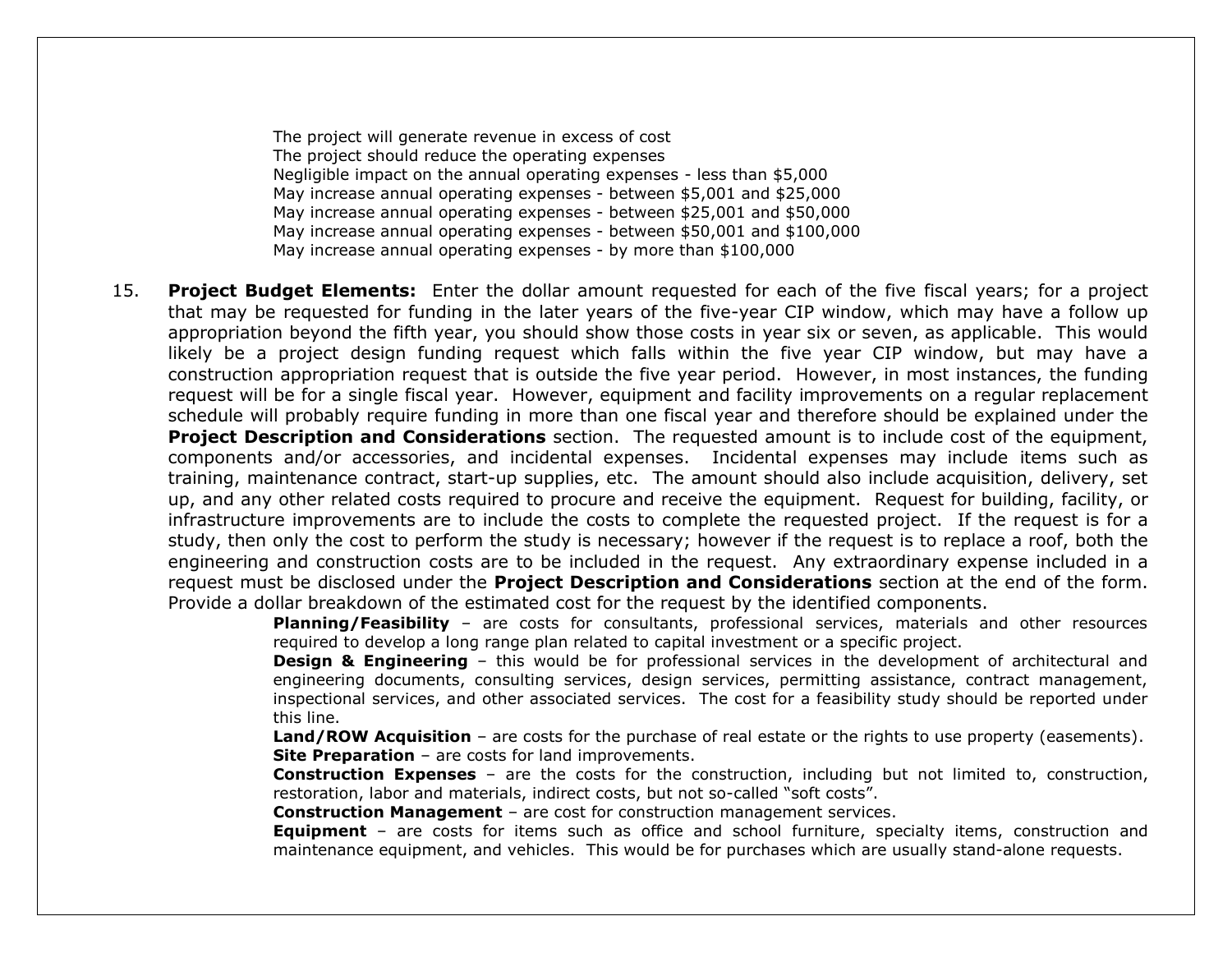The project will generate revenue in excess of cost
The project should reduce the operating expenses
Negligible impact on the annual operating expenses - less than $5,000
May increase annual operating expenses - between $5,001 and $25,000
May increase annual operating expenses - between $25,001 and $50,000
May increase annual operating expenses - between $50,001 and $100,000
May increase annual operating expenses - by more than $100,000

15. **Project Budget Elements:** Enter the dollar amount requested for each of the five fiscal years; for a project that may be requested for funding in the later years of the five-year CIP window, which may have a follow up appropriation beyond the fifth year, you should show those costs in year six or seven, as applicable. This would likely be a project design funding request which falls within the five year CIP window, but may have a construction appropriation request that is outside the five year period. However, in most instances, the funding request will be for a single fiscal year. However, equipment and facility improvements on a regular replacement schedule will probably require funding in more than one fiscal year and therefore should be explained under the **Project Description and Considerations** section. The requested amount is to include cost of the equipment, components and/or accessories, and incidental expenses. Incidental expenses may include items such as training, maintenance contract, start-up supplies, etc. The amount should also include acquisition, delivery, set up, and any other related costs required to procure and receive the equipment. Request for building, facility, or infrastructure improvements are to include the costs to complete the requested project. If the request is for a study, then only the cost to perform the study is necessary; however if the request is to replace a roof, both the engineering and construction costs are to be included in the request. Any extraordinary expense included in a request must be disclosed under the **Project Description and Considerations** section at the end of the form. Provide a dollar breakdown of the estimated cost for the request by the identified components.

    **Planning/Feasibility** – are costs for consultants, professional services, materials and other resources required to develop a long range plan related to capital investment or a specific project.

    **Design & Engineering** – this would be for professional services in the development of architectural and engineering documents, consulting services, design services, permitting assistance, contract management, inspectional services, and other associated services. The cost for a feasibility study should be reported under this line.

    **Land/ROW Acquisition** – are costs for the purchase of real estate or the rights to use property (easements).

    **Site Preparation** – are costs for land improvements.

    **Construction Expenses** – are the costs for the construction, including but not limited to, construction, restoration, labor and materials, indirect costs, but not so-called "soft costs".

    **Construction Management** – are cost for construction management services.

    **Equipment** – are costs for items such as office and school furniture, specialty items, construction and maintenance equipment, and vehicles. This would be for purchases which are usually stand-alone requests.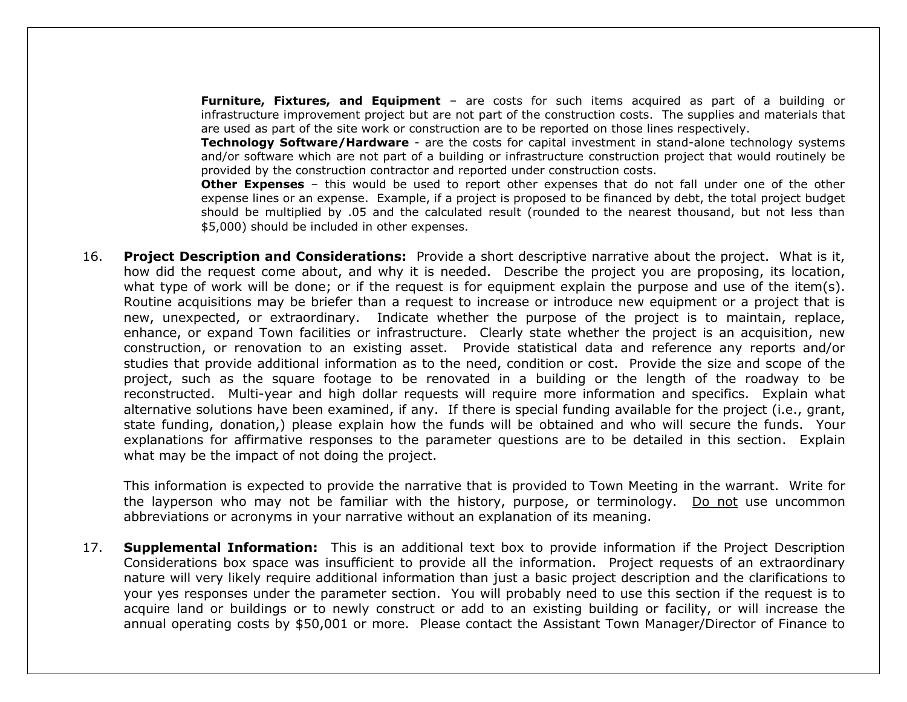**Furniture, Fixtures, and Equipment** – are costs for such items acquired as part of a building or infrastructure improvement project but are not part of the construction costs. The supplies and materials that are used as part of the site work or construction are to be reported on those lines respectively.

**Technology Software/Hardware** - are the costs for capital investment in stand-alone technology systems and/or software which are not part of a building or infrastructure construction project that would routinely be provided by the construction contractor and reported under construction costs.

**Other Expenses** – this would be used to report other expenses that do not fall under one of the other expense lines or an expense. Example, if a project is proposed to be financed by debt, the total project budget should be multiplied by .05 and the calculated result (rounded to the nearest thousand, but not less than $5,000) should be included in other expenses.

16. **Project Description and Considerations:** Provide a short descriptive narrative about the project. What is it, how did the request come about, and why it is needed. Describe the project you are proposing, its location, what type of work will be done; or if the request is for equipment explain the purpose and use of the item(s). Routine acquisitions may be briefer than a request to increase or introduce new equipment or a project that is new, unexpected, or extraordinary. Indicate whether the purpose of the project is to maintain, replace, enhance, or expand Town facilities or infrastructure. Clearly state whether the project is an acquisition, new construction, or renovation to an existing asset. Provide statistical data and reference any reports and/or studies that provide additional information as to the need, condition or cost. Provide the size and scope of the project, such as the square footage to be renovated in a building or the length of the roadway to be reconstructed. Multi-year and high dollar requests will require more information and specifics. Explain what alternative solutions have been examined, if any. If there is special funding available for the project (i.e., grant, state funding, donation,) please explain how the funds will be obtained and who will secure the funds. Your explanations for affirmative responses to the parameter questions are to be detailed in this section. Explain what may be the impact of not doing the project.

    This information is expected to provide the narrative that is provided to Town Meeting in the warrant. Write for the layperson who may not be familiar with the history, purpose, or terminology. Do not use uncommon abbreviations or acronyms in your narrative without an explanation of its meaning.

17. **Supplemental Information:** This is an additional text box to provide information if the Project Description Considerations box space was insufficient to provide all the information. Project requests of an extraordinary nature will very likely require additional information than just a basic project description and the clarifications to your yes responses under the parameter section. You will probably need to use this section if the request is to acquire land or buildings or to newly construct or add to an existing building or facility, or will increase the annual operating costs by $50,001 or more. Please contact the Assistant Town Manager/Director of Finance to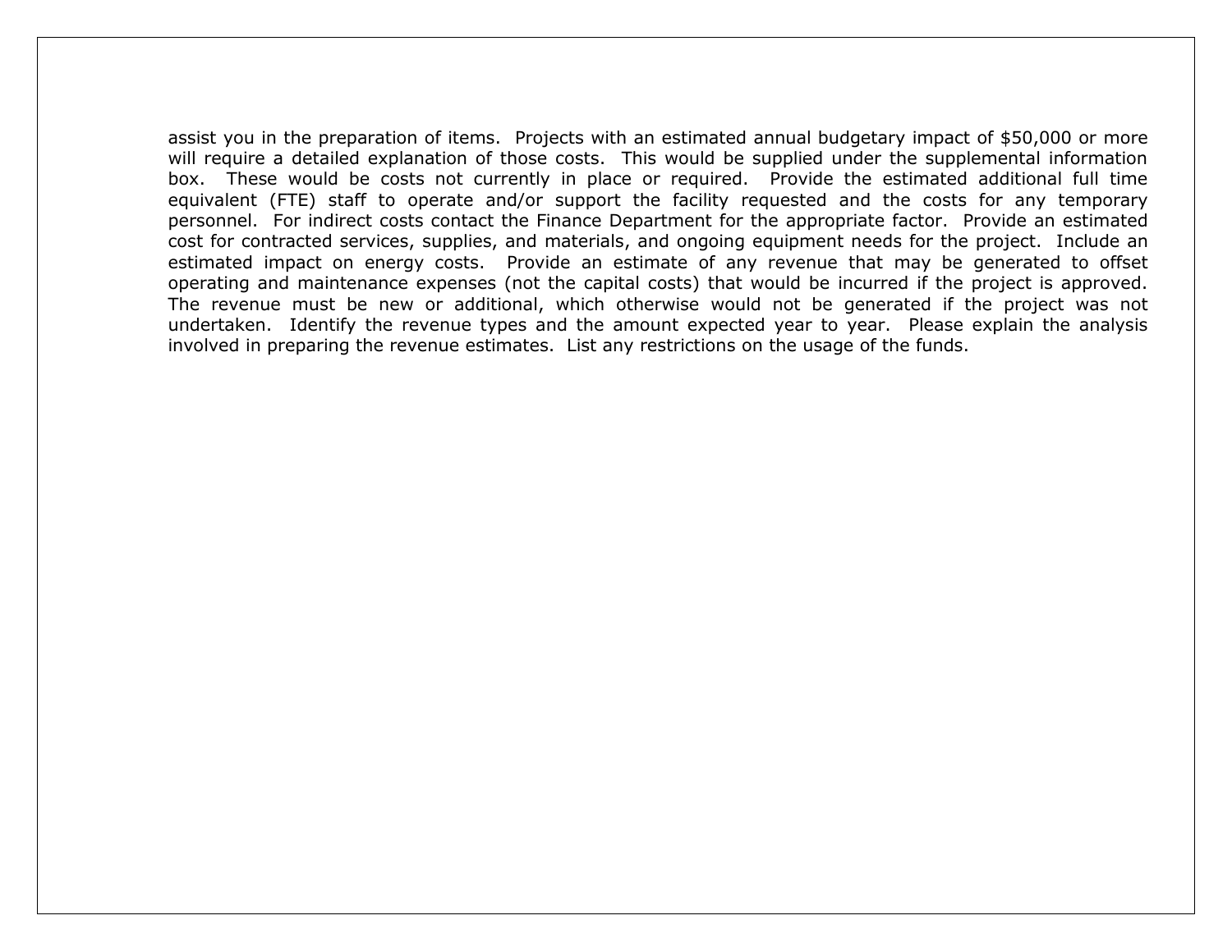assist you in the preparation of items. Projects with an estimated annual budgetary impact of $50,000 or more will require a detailed explanation of those costs. This would be supplied under the supplemental information box. These would be costs not currently in place or required. Provide the estimated additional full time equivalent (FTE) staff to operate and/or support the facility requested and the costs for any temporary personnel. For indirect costs contact the Finance Department for the appropriate factor. Provide an estimated cost for contracted services, supplies, and materials, and ongoing equipment needs for the project. Include an estimated impact on energy costs. Provide an estimate of any revenue that may be generated to offset operating and maintenance expenses (not the capital costs) that would be incurred if the project is approved. The revenue must be new or additional, which otherwise would not be generated if the project was not undertaken. Identify the revenue types and the amount expected year to year. Please explain the analysis involved in preparing the revenue estimates. List any restrictions on the usage of the funds.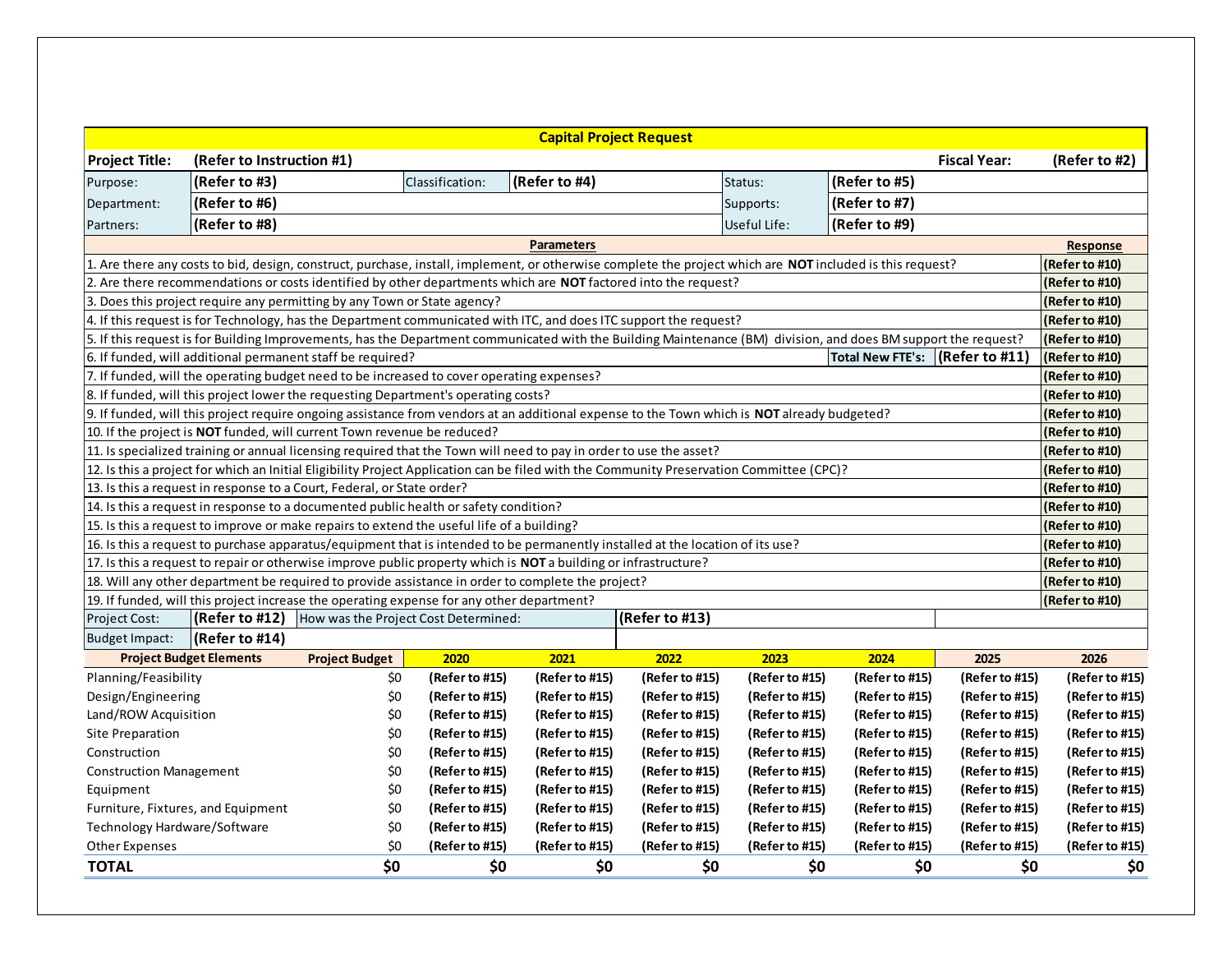# Capital Project Request

| | | | | | |
|---|---|---|---|---|---|
| **Project Title:** | **(Refer to Instruction #1)** | | | **Fiscal Year:** | **(Refer to #2)** |
| Purpose: | **(Refer to #3)** | Classification: | **(Refer to #4)** | Status: | **(Refer to #5)** |
| Department: | **(Refer to #6)** | | | Supports: | **(Refer to #7)** |
| Partners: | **(Refer to #8)** | | | Useful Life: | **(Refer to #9)** |

| **Parameters** | **Response** |
|---|---|
| 1. Are there any costs to bid, design, construct, purchase, install, implement, or otherwise complete the project which are **NOT** included is this request? | **(Refer to #10)** |
| 2. Are there recommendations or costs identified by other departments which are **NOT** factored into the request? | **(Refer to #10)** |
| 3. Does this project require any permitting by any Town or State agency? | **(Refer to #10)** |
| 4. If this request is for Technology, has the Department communicated with ITC, and does ITC support the request? | **(Refer to #10)** |
| 5. If this request is for Building Improvements, has the Department communicated with the Building Maintenance (BM) division, and does BM support the request? | **(Refer to #10)** |
| 6. If funded, will additional permanent staff be required? **Total New FTE's:** **(Refer to #11)** | **(Refer to #10)** |
| 7. If funded, will the operating budget need to be increased to cover operating expenses? | **(Refer to #10)** |
| 8. If funded, will this project lower the requesting Department's operating costs? | **(Refer to #10)** |
| 9. If funded, will this project require ongoing assistance from vendors at an additional expense to the Town which is **NOT** already budgeted? | **(Refer to #10)** |
| 10. If the project is **NOT** funded, will current Town revenue be reduced? | **(Refer to #10)** |
| 11. Is specialized training or annual licensing required that the Town will need to pay in order to use the asset? | **(Refer to #10)** |
| 12. Is this a project for which an Initial Eligibility Project Application can be filed with the Community Preservation Committee (CPC)? | **(Refer to #10)** |
| 13. Is this a request in response to a Court, Federal, or State order? | **(Refer to #10)** |
| 14. Is this a request in response to a documented public health or safety condition? | **(Refer to #10)** |
| 15. Is this a request to improve or make repairs to extend the useful life of a building? | **(Refer to #10)** |
| 16. Is this a request to purchase apparatus/equipment that is intended to be permanently installed at the location of its use? | **(Refer to #10)** |
| 17. Is this a request to repair or otherwise improve public property which is **NOT** a building or infrastructure? | **(Refer to #10)** |
| 18. Will any other department be required to provide assistance in order to complete the project? | **(Refer to #10)** |
| 19. If funded, will this project increase the operating expense for any other department? | **(Refer to #10)** |

| | | | |
|---|---|---|---|
| Project Cost: | **(Refer to #12)** | How was the Project Cost Determined: | **(Refer to #13)** |
| Budget Impact: | **(Refer to #14)** | | |

| **Project Budget Elements** | **Project Budget** | **2020** | **2021** | **2022** | **2023** | **2024** | **2025** | **2026** |
|---|---|---|---|---|---|---|---|---|
| Planning/Feasibility | $0 | **(Refer to #15)** | **(Refer to #15)** | **(Refer to #15)** | **(Refer to #15)** | **(Refer to #15)** | **(Refer to #15)** | **(Refer to #15)** |
| Design/Engineering | $0 | **(Refer to #15)** | **(Refer to #15)** | **(Refer to #15)** | **(Refer to #15)** | **(Refer to #15)** | **(Refer to #15)** | **(Refer to #15)** |
| Land/ROW Acquisition | $0 | **(Refer to #15)** | **(Refer to #15)** | **(Refer to #15)** | **(Refer to #15)** | **(Refer to #15)** | **(Refer to #15)** | **(Refer to #15)** |
| Site Preparation | $0 | **(Refer to #15)** | **(Refer to #15)** | **(Refer to #15)** | **(Refer to #15)** | **(Refer to #15)** | **(Refer to #15)** | **(Refer to #15)** |
| Construction | $0 | **(Refer to #15)** | **(Refer to #15)** | **(Refer to #15)** | **(Refer to #15)** | **(Refer to #15)** | **(Refer to #15)** | **(Refer to #15)** |
| Construction Management | $0 | **(Refer to #15)** | **(Refer to #15)** | **(Refer to #15)** | **(Refer to #15)** | **(Refer to #15)** | **(Refer to #15)** | **(Refer to #15)** |
| Equipment | $0 | **(Refer to #15)** | **(Refer to #15)** | **(Refer to #15)** | **(Refer to #15)** | **(Refer to #15)** | **(Refer to #15)** | **(Refer to #15)** |
| Furniture, Fixtures, and Equipment | $0 | **(Refer to #15)** | **(Refer to #15)** | **(Refer to #15)** | **(Refer to #15)** | **(Refer to #15)** | **(Refer to #15)** | **(Refer to #15)** |
| Technology Hardware/Software | $0 | **(Refer to #15)** | **(Refer to #15)** | **(Refer to #15)** | **(Refer to #15)** | **(Refer to #15)** | **(Refer to #15)** | **(Refer to #15)** |
| Other Expenses | $0 | **(Refer to #15)** | **(Refer to #15)** | **(Refer to #15)** | **(Refer to #15)** | **(Refer to #15)** | **(Refer to #15)** | **(Refer to #15)** |
| **TOTAL** | **$0** | **$0** | **$0** | **$0** | **$0** | **$0** | **$0** | **$0** |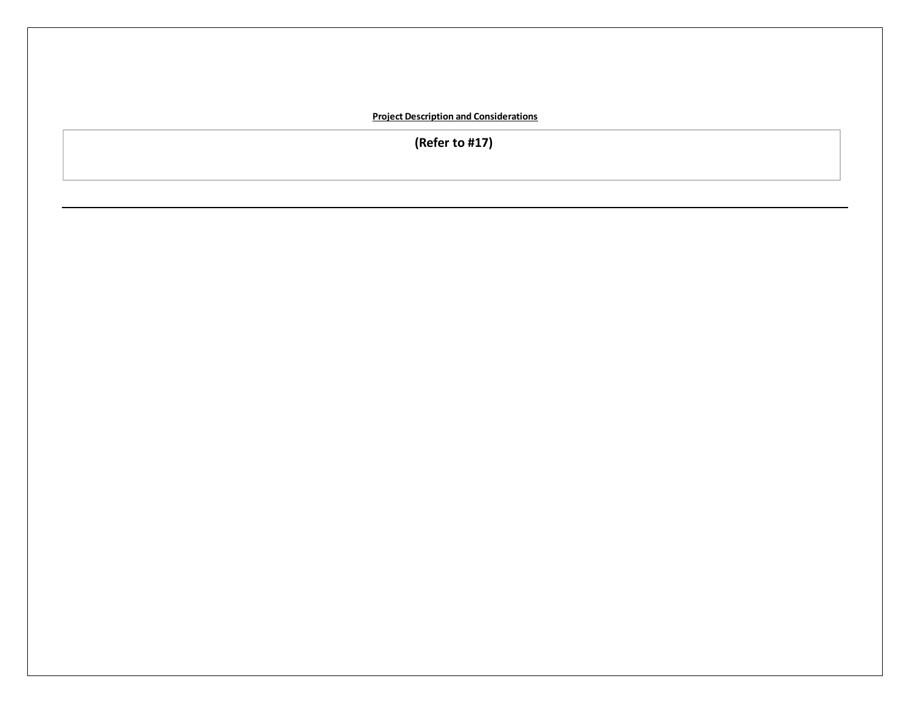**Project Description and Considerations**

| |
|---|
| **(Refer to #17)** |

---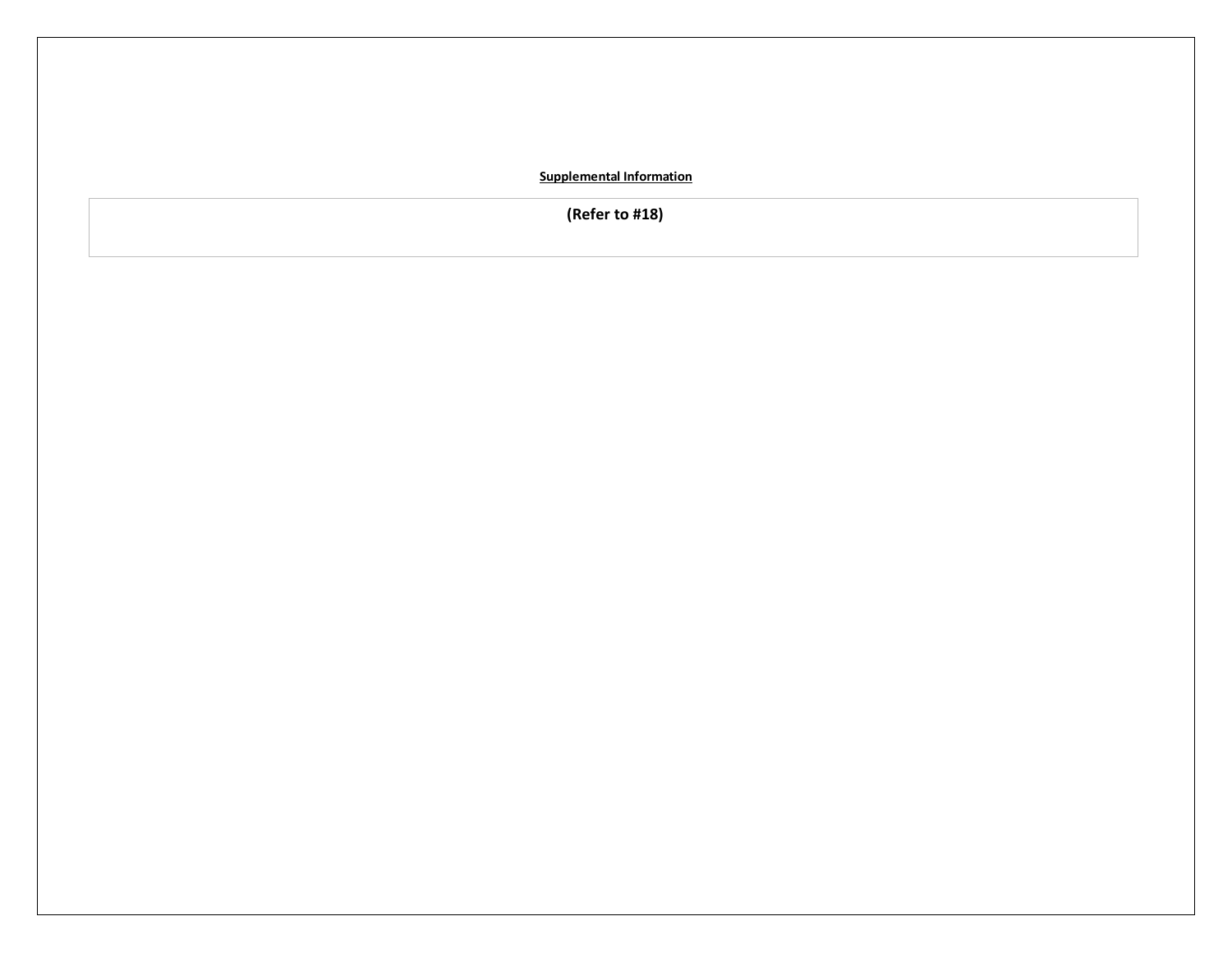**Supplemental Information**

| (Refer to #18) |
| --- |
| |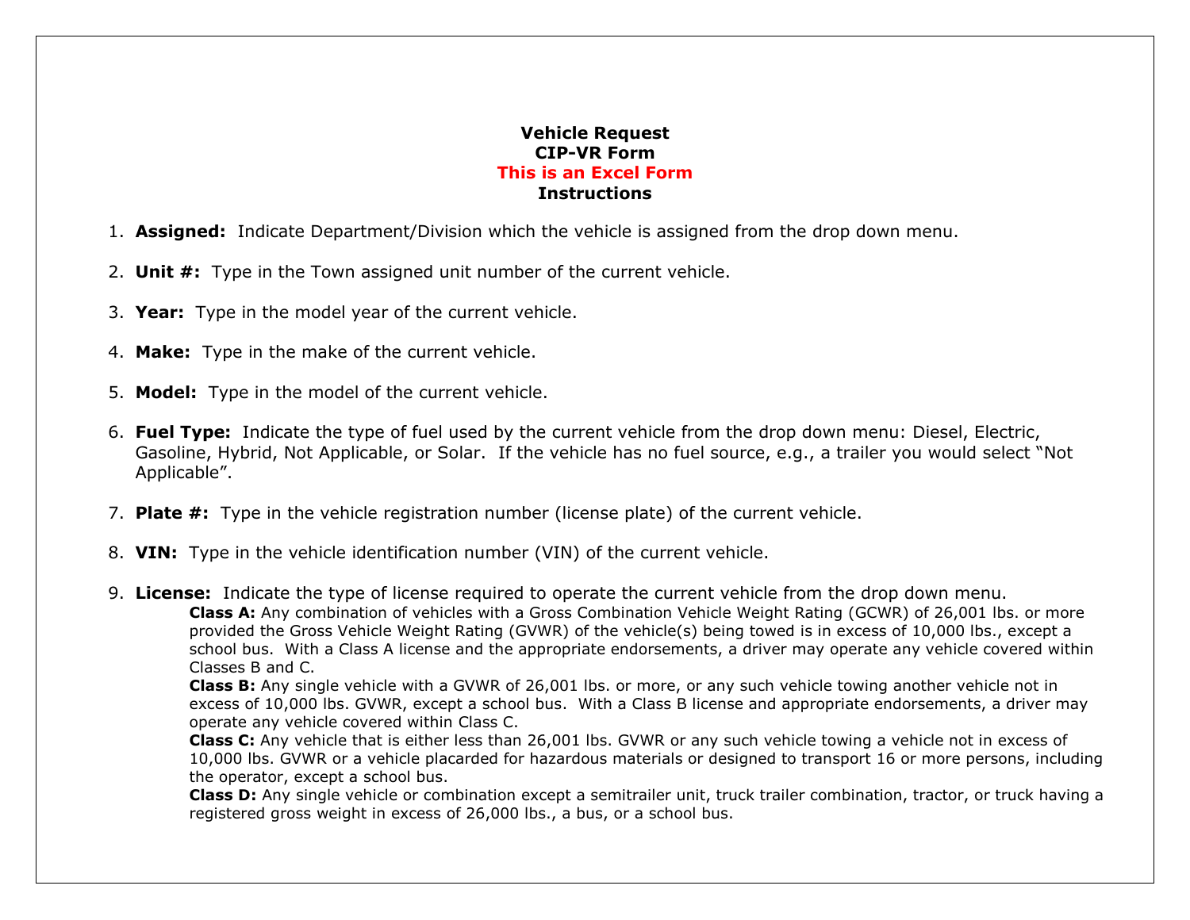**Vehicle Request**
**CIP-VR Form**
**This is an Excel Form**
**Instructions**

1. **Assigned:** Indicate Department/Division which the vehicle is assigned from the drop down menu.

2. **Unit #:** Type in the Town assigned unit number of the current vehicle.

3. **Year:** Type in the model year of the current vehicle.

4. **Make:** Type in the make of the current vehicle.

5. **Model:** Type in the model of the current vehicle.

6. **Fuel Type:** Indicate the type of fuel used by the current vehicle from the drop down menu: Diesel, Electric, Gasoline, Hybrid, Not Applicable, or Solar. If the vehicle has no fuel source, e.g., a trailer you would select "Not Applicable".

7. **Plate #:** Type in the vehicle registration number (license plate) of the current vehicle.

8. **VIN:** Type in the vehicle identification number (VIN) of the current vehicle.

9. **License:** Indicate the type of license required to operate the current vehicle from the drop down menu.

   **Class A:** Any combination of vehicles with a Gross Combination Vehicle Weight Rating (GCWR) of 26,001 lbs. or more provided the Gross Vehicle Weight Rating (GVWR) of the vehicle(s) being towed is in excess of 10,000 lbs., except a school bus. With a Class A license and the appropriate endorsements, a driver may operate any vehicle covered within Classes B and C.

   **Class B:** Any single vehicle with a GVWR of 26,001 lbs. or more, or any such vehicle towing another vehicle not in excess of 10,000 lbs. GVWR, except a school bus. With a Class B license and appropriate endorsements, a driver may operate any vehicle covered within Class C.

   **Class C:** Any vehicle that is either less than 26,001 lbs. GVWR or any such vehicle towing a vehicle not in excess of 10,000 lbs. GVWR or a vehicle placarded for hazardous materials or designed to transport 16 or more persons, including the operator, except a school bus.

   **Class D:** Any single vehicle or combination except a semitrailer unit, truck trailer combination, tractor, or truck having a registered gross weight in excess of 26,000 lbs., a bus, or a school bus.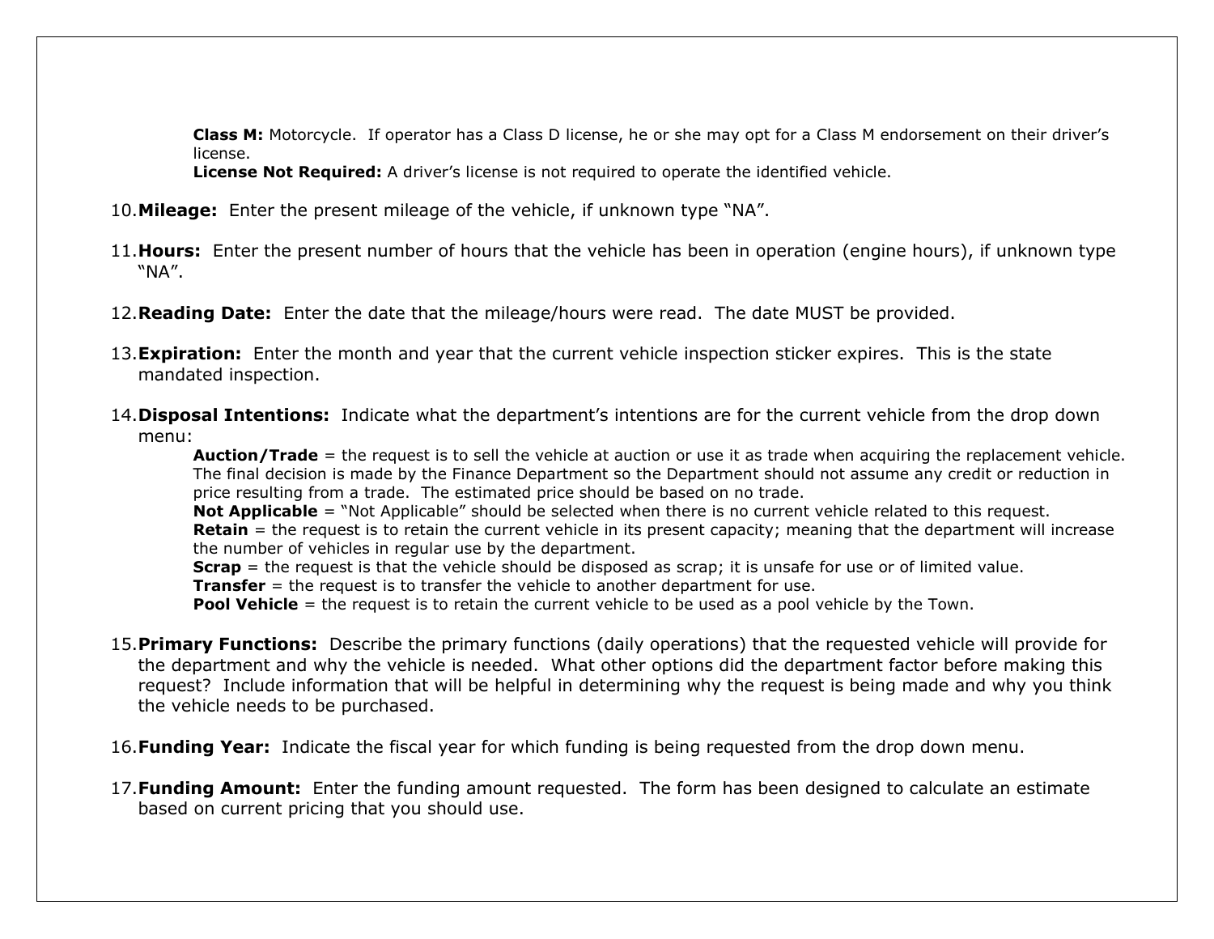**Class M:** Motorcycle. If operator has a Class D license, he or she may opt for a Class M endorsement on their driver's license.
**License Not Required:** A driver's license is not required to operate the identified vehicle.

10. **Mileage:** Enter the present mileage of the vehicle, if unknown type "NA".

11. **Hours:** Enter the present number of hours that the vehicle has been in operation (engine hours), if unknown type "NA".

12. **Reading Date:** Enter the date that the mileage/hours were read. The date MUST be provided.

13. **Expiration:** Enter the month and year that the current vehicle inspection sticker expires. This is the state mandated inspection.

14. **Disposal Intentions:** Indicate what the department's intentions are for the current vehicle from the drop down menu:
    **Auction/Trade** = the request is to sell the vehicle at auction or use it as trade when acquiring the replacement vehicle. The final decision is made by the Finance Department so the Department should not assume any credit or reduction in price resulting from a trade. The estimated price should be based on no trade.
    **Not Applicable** = "Not Applicable" should be selected when there is no current vehicle related to this request.
    **Retain** = the request is to retain the current vehicle in its present capacity; meaning that the department will increase the number of vehicles in regular use by the department.
    **Scrap** = the request is that the vehicle should be disposed as scrap; it is unsafe for use or of limited value.
    **Transfer** = the request is to transfer the vehicle to another department for use.
    **Pool Vehicle** = the request is to retain the current vehicle to be used as a pool vehicle by the Town.

15. **Primary Functions:** Describe the primary functions (daily operations) that the requested vehicle will provide for the department and why the vehicle is needed. What other options did the department factor before making this request? Include information that will be helpful in determining why the request is being made and why you think the vehicle needs to be purchased.

16. **Funding Year:** Indicate the fiscal year for which funding is being requested from the drop down menu.

17. **Funding Amount:** Enter the funding amount requested. The form has been designed to calculate an estimate based on current pricing that you should use.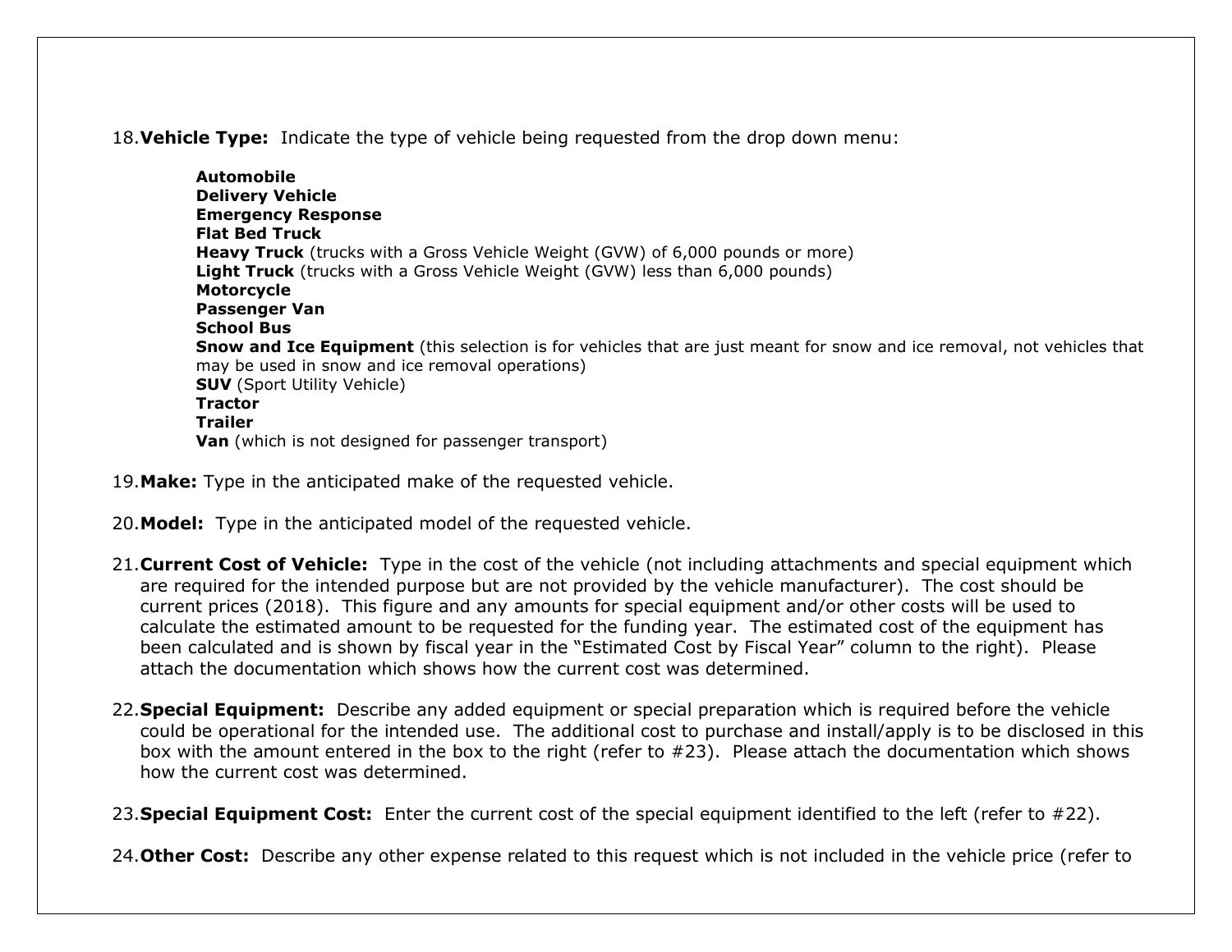18. **Vehicle Type:** Indicate the type of vehicle being requested from the drop down menu:

    **Automobile**
    **Delivery Vehicle**
    **Emergency Response**
    **Flat Bed Truck**
    **Heavy Truck** (trucks with a Gross Vehicle Weight (GVW) of 6,000 pounds or more)
    **Light Truck** (trucks with a Gross Vehicle Weight (GVW) less than 6,000 pounds)
    **Motorcycle**
    **Passenger Van**
    **School Bus**
    **Snow and Ice Equipment** (this selection is for vehicles that are just meant for snow and ice removal, not vehicles that may be used in snow and ice removal operations)
    **SUV** (Sport Utility Vehicle)
    **Tractor**
    **Trailer**
    **Van** (which is not designed for passenger transport)

19. **Make:** Type in the anticipated make of the requested vehicle.

20. **Model:** Type in the anticipated model of the requested vehicle.

21. **Current Cost of Vehicle:** Type in the cost of the vehicle (not including attachments and special equipment which are required for the intended purpose but are not provided by the vehicle manufacturer). The cost should be current prices (2018). This figure and any amounts for special equipment and/or other costs will be used to calculate the estimated amount to be requested for the funding year. The estimated cost of the equipment has been calculated and is shown by fiscal year in the "Estimated Cost by Fiscal Year" column to the right). Please attach the documentation which shows how the current cost was determined.

22. **Special Equipment:** Describe any added equipment or special preparation which is required before the vehicle could be operational for the intended use. The additional cost to purchase and install/apply is to be disclosed in this box with the amount entered in the box to the right (refer to #23). Please attach the documentation which shows how the current cost was determined.

23. **Special Equipment Cost:** Enter the current cost of the special equipment identified to the left (refer to #22).

24. **Other Cost:** Describe any other expense related to this request which is not included in the vehicle price (refer to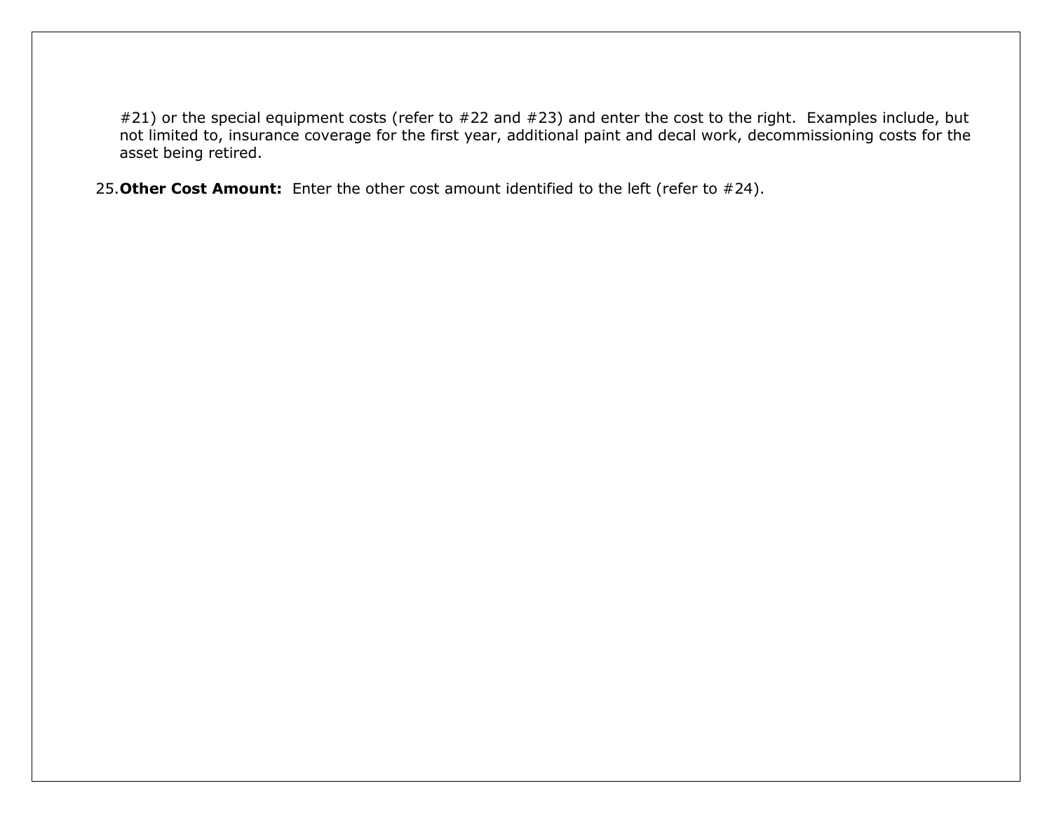#21) or the special equipment costs (refer to #22 and #23) and enter the cost to the right. Examples include, but not limited to, insurance coverage for the first year, additional paint and decal work, decommissioning costs for the asset being retired.

25. **Other Cost Amount:** Enter the other cost amount identified to the left (refer to #24).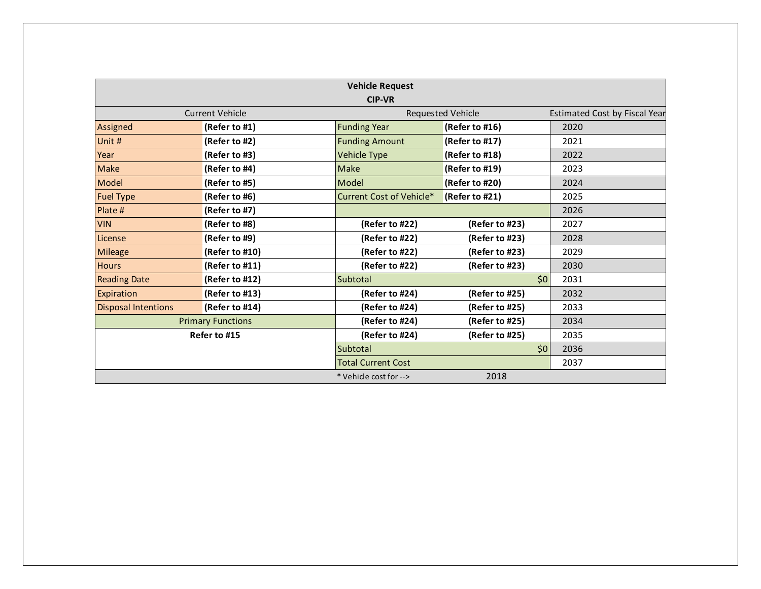| Vehicle Request<br>CIP-VR | | | | |
|---|---|---|---|---|
| Current Vehicle | | Requested Vehicle | | Estimated Cost by Fiscal Year |
| Assigned | **(Refer to #1)** | Funding Year | **(Refer to #16)** | 2020 |
| Unit # | **(Refer to #2)** | Funding Amount | **(Refer to #17)** | 2021 |
| Year | **(Refer to #3)** | Vehicle Type | **(Refer to #18)** | 2022 |
| Make | **(Refer to #4)** | Make | **(Refer to #19)** | 2023 |
| Model | **(Refer to #5)** | Model | **(Refer to #20)** | 2024 |
| Fuel Type | **(Refer to #6)** | Current Cost of Vehicle* | **(Refer to #21)** | 2025 |
| Plate # | **(Refer to #7)** | | | 2026 |
| VIN | **(Refer to #8)** | **(Refer to #22)** | **(Refer to #23)** | 2027 |
| License | **(Refer to #9)** | **(Refer to #22)** | **(Refer to #23)** | 2028 |
| Mileage | **(Refer to #10)** | **(Refer to #22)** | **(Refer to #23)** | 2029 |
| Hours | **(Refer to #11)** | **(Refer to #22)** | **(Refer to #23)** | 2030 |
| Reading Date | **(Refer to #12)** | Subtotal | $0 | 2031 |
| Expiration | **(Refer to #13)** | **(Refer to #24)** | **(Refer to #25)** | 2032 |
| Disposal Intentions | **(Refer to #14)** | **(Refer to #24)** | **(Refer to #25)** | 2033 |
| Primary Functions | | **(Refer to #24)** | **(Refer to #25)** | 2034 |
| **Refer to #15** | | **(Refer to #24)** | **(Refer to #25)** | 2035 |
| | | Subtotal | $0 | 2036 |
| | | Total Current Cost | | 2037 |
| | | * Vehicle cost for --> | 2018 | |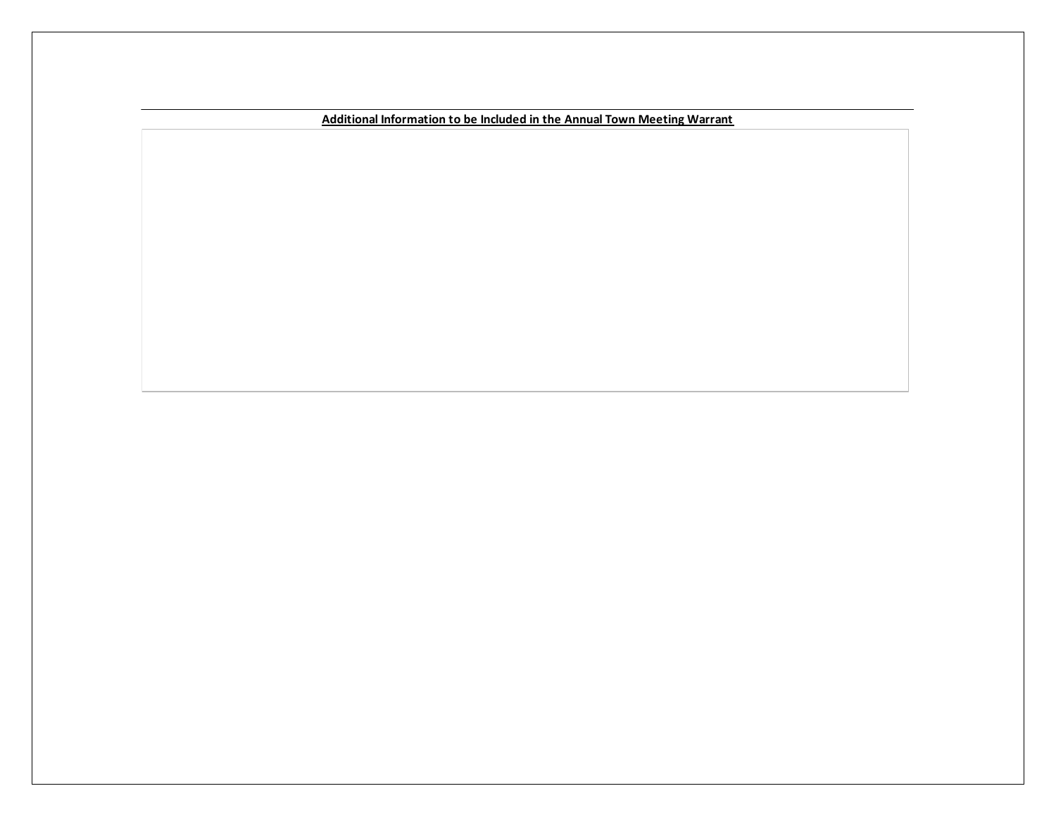**Additional Information to be Included in the Annual Town Meeting Warrant**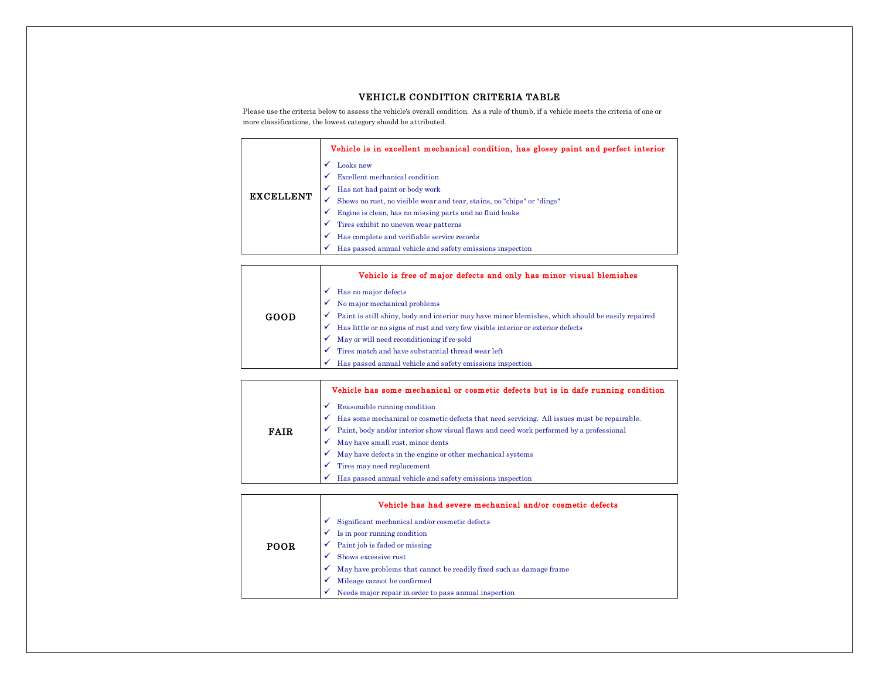## VEHICLE CONDITION CRITERIA TABLE

Please use the criteria below to assess the vehicle's overall condition. As a rule of thumb, if a vehicle meets the criteria of one or more classifications, the lowest category should be attributed.

| | |
|---|---|
| **EXCELLENT** | **Vehicle is in excellent mechanical condition, has glossy paint and perfect interior**<br>✓ Looks new<br>✓ Excellent mechanical condition<br>✓ Has not had paint or body work<br>✓ Shows no rust, no visible wear and tear, stains, no "chips" or "dings"<br>✓ Engine is clean, has no missing parts and no fluid leaks<br>✓ Tires exhibit no uneven wear patterns<br>✓ Has complete and verifiable service records<br>✓ Has passed annual vehicle and safety emissions inspection |
| **GOOD** | **Vehicle is free of major defects and only has minor visual blemishes**<br>✓ Has no major defects<br>✓ No major mechanical problems<br>✓ Paint is still shiny, body and interior may have minor blemishes, which should be easily repaired<br>✓ Has little or no signs of rust and very few visible interior or exterior defects<br>✓ May or will need reconditioning if re-sold<br>✓ Tires match and have substantial thread wear left<br>✓ Has passed annual vehicle and safety emissions inspection |
| **FAIR** | **Vehicle has some mechanical or cosmetic defects but is in dafe running condition**<br>✓ Reasonable running condition<br>✓ Has some mechanical or cosmetic defects that need servicing. All issues must be repairable.<br>✓ Paint, body and/or interior show visual flaws and need work performed by a professional<br>✓ May have small rust, minor dents<br>✓ May have defects in the engine or other mechanical systems<br>✓ Tires may need replacement<br>✓ Has passed annual vehicle and safety emissions inspection |
| **POOR** | **Vehicle has had severe mechanical and/or cosmetic defects**<br>✓ Significant mechanical and/or cosmetic defects<br>✓ Is in poor running condition<br>✓ Paint job is faded or missing<br>✓ Shows excessive rust<br>✓ May have problems that cannot be readily fixed such as damage frame<br>✓ Mileage cannot be confirmed<br>✓ Needs major repair in order to pass annual inspection |